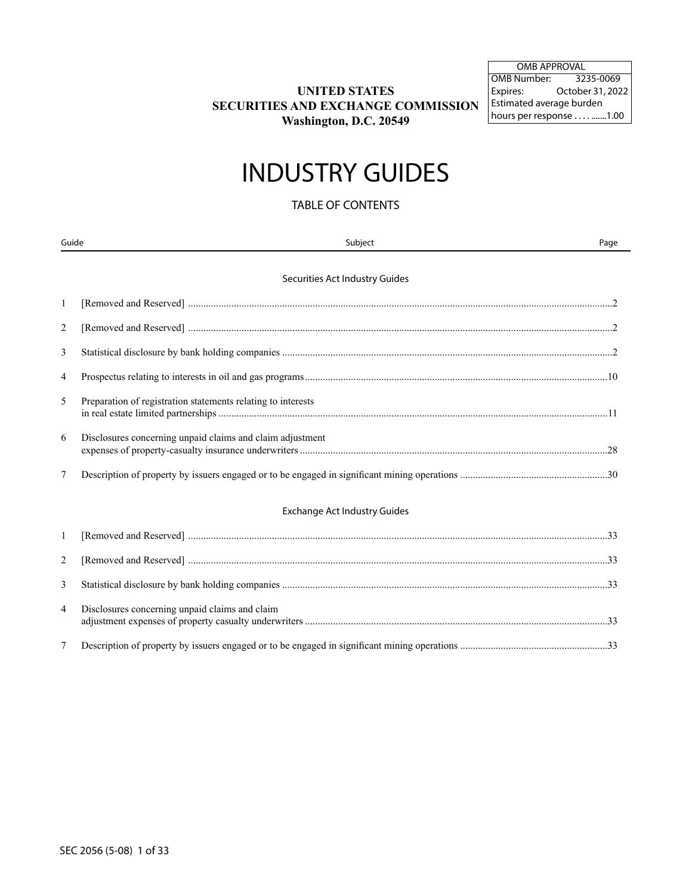| OMB APPROVAL | |
|---|---|
| OMB Number: | 3235-0069 |
| Expires: | October 31, 2022 |
| Estimated average burden hours per response . . . . ......1.00 | |

**UNITED STATES**
**SECURITIES AND EXCHANGE COMMISSION**
**Washington, D.C. 20549**

# INDUSTRY GUIDES

## TABLE OF CONTENTS

| Guide | Subject | Page |
|---|---|---|
| | **Securities Act Industry Guides** | |
| 1 | [Removed and Reserved] | 2 |
| 2 | [Removed and Reserved] | 2 |
| 3 | Statistical disclosure by bank holding companies | 2 |
| 4 | Prospectus relating to interests in oil and gas programs | 10 |
| 5 | Preparation of registration statements relating to interests in real estate limited partnerships | 11 |
| 6 | Disclosures concerning unpaid claims and claim adjustment expenses of property-casualty insurance underwriters | 28 |
| 7 | Description of property by issuers engaged or to be engaged in significant mining operations | 30 |
| | **Exchange Act Industry Guides** | |
| 1 | [Removed and Reserved] | 33 |
| 2 | [Removed and Reserved] | 33 |
| 3 | Statistical disclosure by bank holding companies | 33 |
| 4 | Disclosures concerning unpaid claims and claim adjustment expenses of property casualty underwriters | 33 |
| 7 | Description of property by issuers engaged or to be engaged in significant mining operations | 33 |

SEC 2056 (5-08)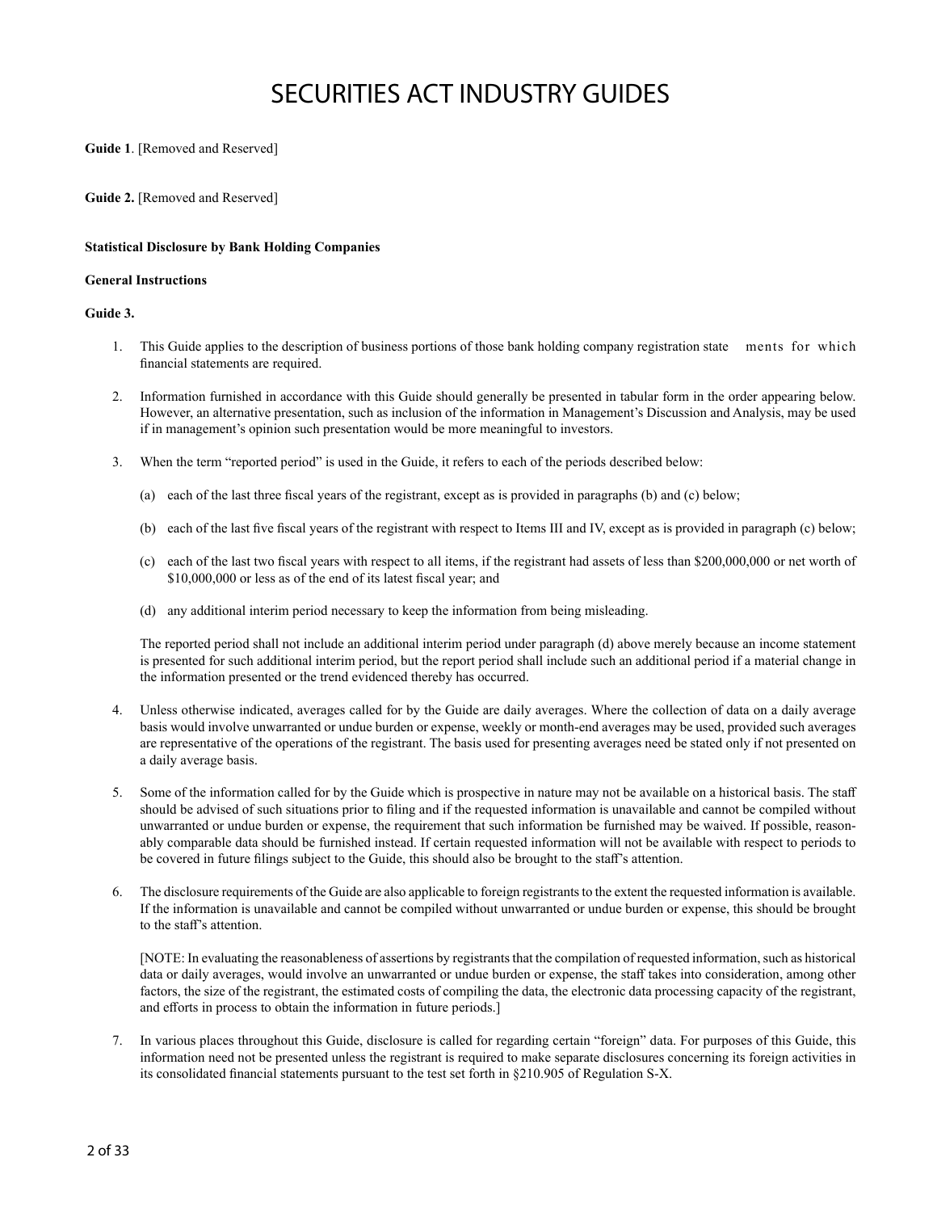# SECURITIES ACT INDUSTRY GUIDES

**Guide 1**. [Removed and Reserved]

**Guide 2.** [Removed and Reserved]

**Statistical Disclosure by Bank Holding Companies**

**General Instructions**

**Guide 3.**

1. This Guide applies to the description of business portions of those bank holding company registration statements for which financial statements are required.

2. Information furnished in accordance with this Guide should generally be presented in tabular form in the order appearing below. However, an alternative presentation, such as inclusion of the information in Management's Discussion and Analysis, may be used if in management's opinion such presentation would be more meaningful to investors.

3. When the term "reported period" is used in the Guide, it refers to each of the periods described below:

   (a) each of the last three fiscal years of the registrant, except as is provided in paragraphs (b) and (c) below;

   (b) each of the last five fiscal years of the registrant with respect to Items III and IV, except as is provided in paragraph (c) below;

   (c) each of the last two fiscal years with respect to all items, if the registrant had assets of less than $200,000,000 or net worth of $10,000,000 or less as of the end of its latest fiscal year; and

   (d) any additional interim period necessary to keep the information from being misleading.

   The reported period shall not include an additional interim period under paragraph (d) above merely because an income statement is presented for such additional interim period, but the report period shall include such an additional period if a material change in the information presented or the trend evidenced thereby has occurred.

4. Unless otherwise indicated, averages called for by the Guide are daily averages. Where the collection of data on a daily average basis would involve unwarranted or undue burden or expense, weekly or month-end averages may be used, provided such averages are representative of the operations of the registrant. The basis used for presenting averages need be stated only if not presented on a daily average basis.

5. Some of the information called for by the Guide which is prospective in nature may not be available on a historical basis. The staff should be advised of such situations prior to filing and if the requested information is unavailable and cannot be compiled without unwarranted or undue burden or expense, the requirement that such information be furnished may be waived. If possible, reasonably comparable data should be furnished instead. If certain requested information will not be available with respect to periods to be covered in future filings subject to the Guide, this should also be brought to the staff's attention.

6. The disclosure requirements of the Guide are also applicable to foreign registrants to the extent the requested information is available. If the information is unavailable and cannot be compiled without unwarranted or undue burden or expense, this should be brought to the staff's attention.

   [NOTE: In evaluating the reasonableness of assertions by registrants that the compilation of requested information, such as historical data or daily averages, would involve an unwarranted or undue burden or expense, the staff takes into consideration, among other factors, the size of the registrant, the estimated costs of compiling the data, the electronic data processing capacity of the registrant, and efforts in process to obtain the information in future periods.]

7. In various places throughout this Guide, disclosure is called for regarding certain "foreign" data. For purposes of this Guide, this information need not be presented unless the registrant is required to make separate disclosures concerning its foreign activities in its consolidated financial statements pursuant to the test set forth in §210.905 of Regulation S-X.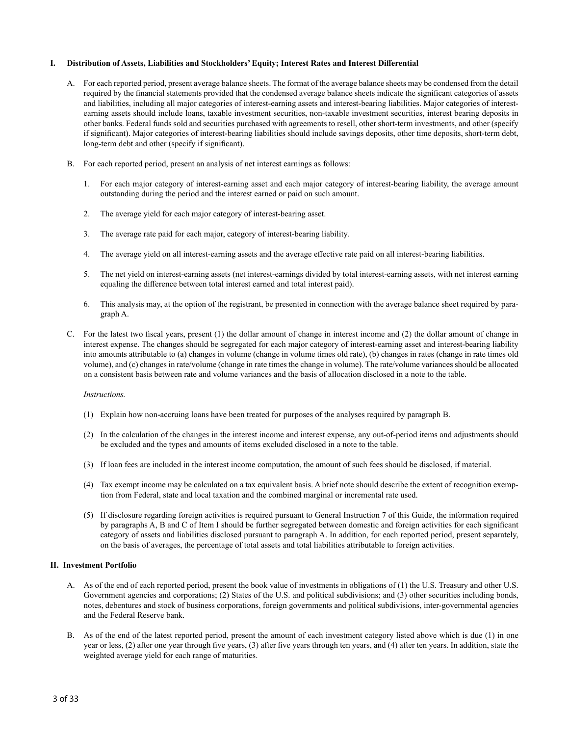## I. Distribution of Assets, Liabilities and Stockholders' Equity; Interest Rates and Interest Differential

A. For each reported period, present average balance sheets. The format of the average balance sheets may be condensed from the detail required by the financial statements provided that the condensed average balance sheets indicate the significant categories of assets and liabilities, including all major categories of interest-earning assets and interest-bearing liabilities. Major categories of interest-earning assets should include loans, taxable investment securities, non-taxable investment securities, interest bearing deposits in other banks. Federal funds sold and securities purchased with agreements to resell, other short-term investments, and other (specify if significant). Major categories of interest-bearing liabilities should include savings deposits, other time deposits, short-term debt, long-term debt and other (specify if significant).

B. For each reported period, present an analysis of net interest earnings as follows:

1. For each major category of interest-earning asset and each major category of interest-bearing liability, the average amount outstanding during the period and the interest earned or paid on such amount.

2. The average yield for each major category of interest-bearing asset.

3. The average rate paid for each major, category of interest-bearing liability.

4. The average yield on all interest-earning assets and the average effective rate paid on all interest-bearing liabilities.

5. The net yield on interest-earning assets (net interest-earnings divided by total interest-earning assets, with net interest earning equaling the difference between total interest earned and total interest paid).

6. This analysis may, at the option of the registrant, be presented in connection with the average balance sheet required by paragraph A.

C. For the latest two fiscal years, present (1) the dollar amount of change in interest income and (2) the dollar amount of change in interest expense. The changes should be segregated for each major category of interest-earning asset and interest-bearing liability into amounts attributable to (a) changes in volume (change in volume times old rate), (b) changes in rates (change in rate times old volume), and (c) changes in rate/volume (change in rate times the change in volume). The rate/volume variances should be allocated on a consistent basis between rate and volume variances and the basis of allocation disclosed in a note to the table.

*Instructions.*

(1) Explain how non-accruing loans have been treated for purposes of the analyses required by paragraph B.

(2) In the calculation of the changes in the interest income and interest expense, any out-of-period items and adjustments should be excluded and the types and amounts of items excluded disclosed in a note to the table.

(3) If loan fees are included in the interest income computation, the amount of such fees should be disclosed, if material.

(4) Tax exempt income may be calculated on a tax equivalent basis. A brief note should describe the extent of recognition exemption from Federal, state and local taxation and the combined marginal or incremental rate used.

(5) If disclosure regarding foreign activities is required pursuant to General Instruction 7 of this Guide, the information required by paragraphs A, B and C of Item I should be further segregated between domestic and foreign activities for each significant category of assets and liabilities disclosed pursuant to paragraph A. In addition, for each reported period, present separately, on the basis of averages, the percentage of total assets and total liabilities attributable to foreign activities.

## II. Investment Portfolio

A. As of the end of each reported period, present the book value of investments in obligations of (1) the U.S. Treasury and other U.S. Government agencies and corporations; (2) States of the U.S. and political subdivisions; and (3) other securities including bonds, notes, debentures and stock of business corporations, foreign governments and political subdivisions, inter-governmental agencies and the Federal Reserve bank.

B. As of the end of the latest reported period, present the amount of each investment category listed above which is due (1) in one year or less, (2) after one year through five years, (3) after five years through ten years, and (4) after ten years. In addition, state the weighted average yield for each range of maturities.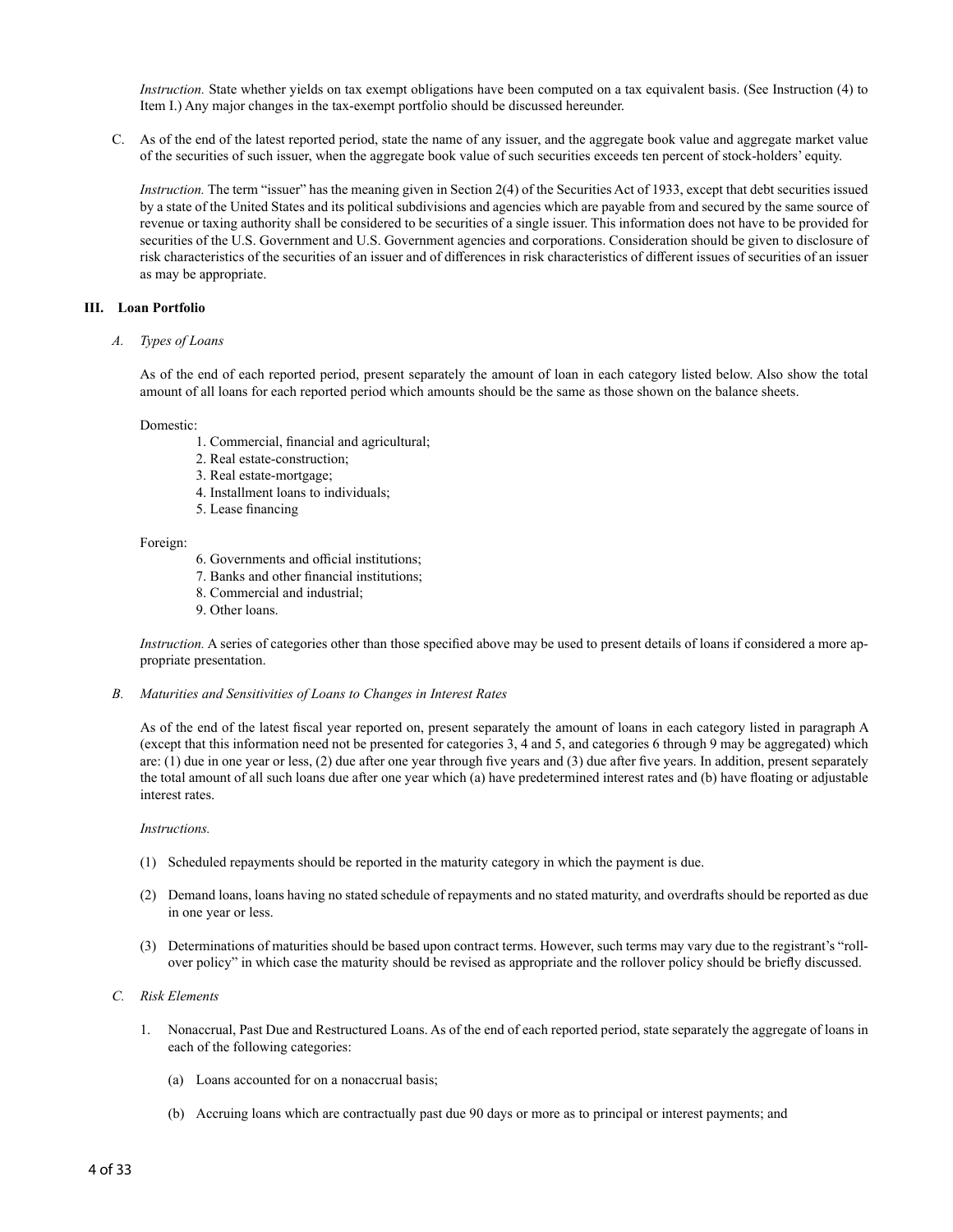*Instruction.* State whether yields on tax exempt obligations have been computed on a tax equivalent basis. (See Instruction (4) to Item I.) Any major changes in the tax-exempt portfolio should be discussed hereunder.

C. As of the end of the latest reported period, state the name of any issuer, and the aggregate book value and aggregate market value of the securities of such issuer, when the aggregate book value of such securities exceeds ten percent of stock-holders' equity.

*Instruction.* The term "issuer" has the meaning given in Section 2(4) of the Securities Act of 1933, except that debt securities issued by a state of the United States and its political subdivisions and agencies which are payable from and secured by the same source of revenue or taxing authority shall be considered to be securities of a single issuer. This information does not have to be provided for securities of the U.S. Government and U.S. Government agencies and corporations. Consideration should be given to disclosure of risk characteristics of the securities of an issuer and of differences in risk characteristics of different issues of securities of an issuer as may be appropriate.

## III. Loan Portfolio

### *A. Types of Loans*

As of the end of each reported period, present separately the amount of loan in each category listed below. Also show the total amount of all loans for each reported period which amounts should be the same as those shown on the balance sheets.

Domestic:

1. Commercial, financial and agricultural;
2. Real estate-construction;
3. Real estate-mortgage;
4. Installment loans to individuals;
5. Lease financing

Foreign:

6. Governments and official institutions;
7. Banks and other financial institutions;
8. Commercial and industrial;
9. Other loans.

*Instruction.* A series of categories other than those specified above may be used to present details of loans if considered a more appropriate presentation.

### *B. Maturities and Sensitivities of Loans to Changes in Interest Rates*

As of the end of the latest fiscal year reported on, present separately the amount of loans in each category listed in paragraph A (except that this information need not be presented for categories 3, 4 and 5, and categories 6 through 9 may be aggregated) which are: (1) due in one year or less, (2) due after one year through five years and (3) due after five years. In addition, present separately the total amount of all such loans due after one year which (a) have predetermined interest rates and (b) have floating or adjustable interest rates.

*Instructions.*

(1) Scheduled repayments should be reported in the maturity category in which the payment is due.

(2) Demand loans, loans having no stated schedule of repayments and no stated maturity, and overdrafts should be reported as due in one year or less.

(3) Determinations of maturities should be based upon contract terms. However, such terms may vary due to the registrant's "roll-over policy" in which case the maturity should be revised as appropriate and the rollover policy should be briefly discussed.

### *C. Risk Elements*

1. Nonaccrual, Past Due and Restructured Loans. As of the end of each reported period, state separately the aggregate of loans in each of the following categories:

   (a) Loans accounted for on a nonaccrual basis;

   (b) Accruing loans which are contractually past due 90 days or more as to principal or interest payments; and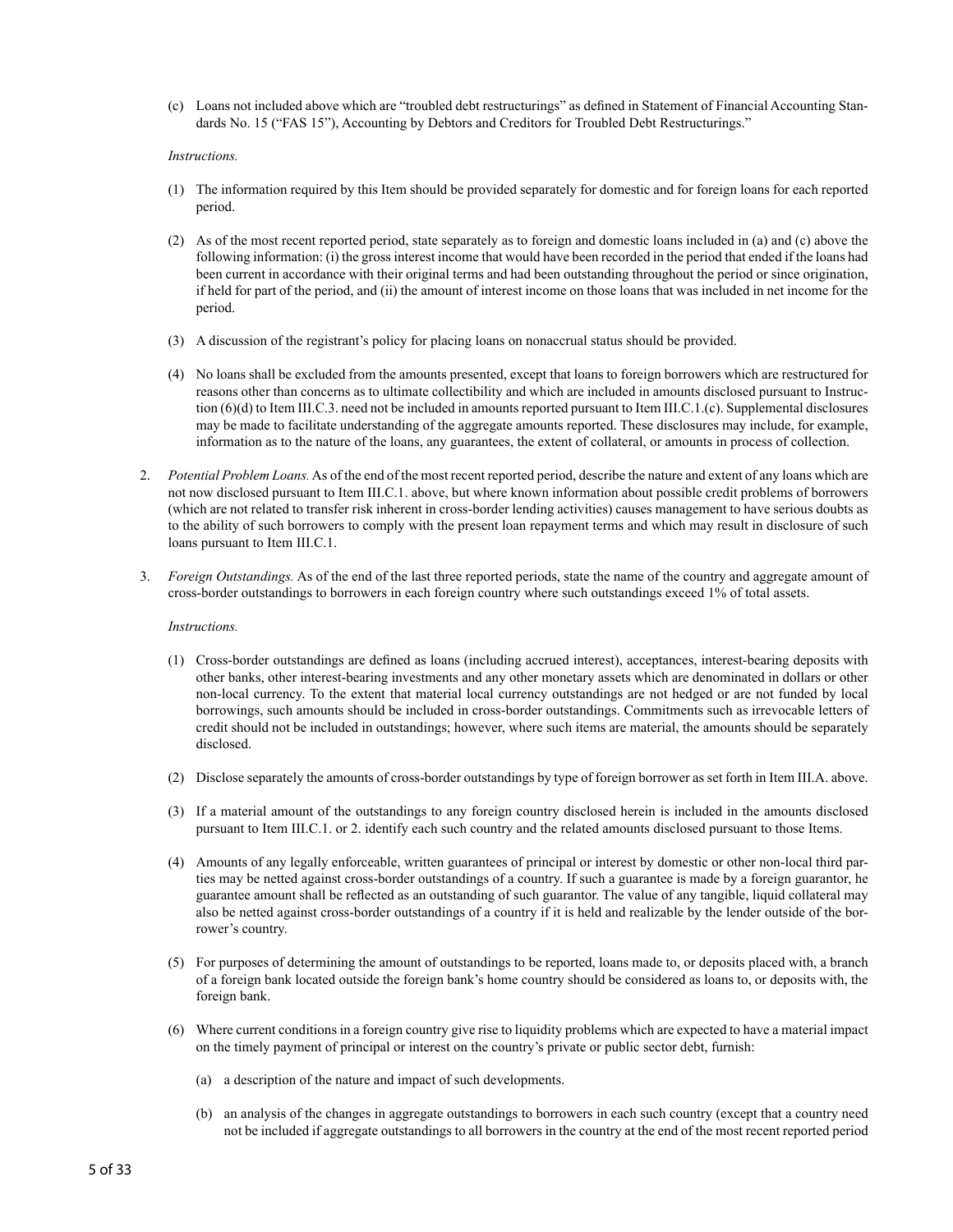(c) Loans not included above which are "troubled debt restructurings" as defined in Statement of Financial Accounting Standards No. 15 ("FAS 15"), Accounting by Debtors and Creditors for Troubled Debt Restructurings."

*Instructions.*

(1) The information required by this Item should be provided separately for domestic and for foreign loans for each reported period.

(2) As of the most recent reported period, state separately as to foreign and domestic loans included in (a) and (c) above the following information: (i) the gross interest income that would have been recorded in the period that ended if the loans had been current in accordance with their original terms and had been outstanding throughout the period or since origination, if held for part of the period, and (ii) the amount of interest income on those loans that was included in net income for the period.

(3) A discussion of the registrant's policy for placing loans on nonaccrual status should be provided.

(4) No loans shall be excluded from the amounts presented, except that loans to foreign borrowers which are restructured for reasons other than concerns as to ultimate collectibility and which are included in amounts disclosed pursuant to Instruction (6)(d) to Item III.C.3. need not be included in amounts reported pursuant to Item III.C.1.(c). Supplemental disclosures may be made to facilitate understanding of the aggregate amounts reported. These disclosures may include, for example, information as to the nature of the loans, any guarantees, the extent of collateral, or amounts in process of collection.

2. *Potential Problem Loans.* As of the end of the most recent reported period, describe the nature and extent of any loans which are not now disclosed pursuant to Item III.C.1. above, but where known information about possible credit problems of borrowers (which are not related to transfer risk inherent in cross-border lending activities) causes management to have serious doubts as to the ability of such borrowers to comply with the present loan repayment terms and which may result in disclosure of such loans pursuant to Item III.C.1.

3. *Foreign Outstandings.* As of the end of the last three reported periods, state the name of the country and aggregate amount of cross-border outstandings to borrowers in each foreign country where such outstandings exceed 1% of total assets.

*Instructions.*

(1) Cross-border outstandings are defined as loans (including accrued interest), acceptances, interest-bearing deposits with other banks, other interest-bearing investments and any other monetary assets which are denominated in dollars or other non-local currency. To the extent that material local currency outstandings are not hedged or are not funded by local borrowings, such amounts should be included in cross-border outstandings. Commitments such as irrevocable letters of credit should not be included in outstandings; however, where such items are material, the amounts should be separately disclosed.

(2) Disclose separately the amounts of cross-border outstandings by type of foreign borrower as set forth in Item III.A. above.

(3) If a material amount of the outstandings to any foreign country disclosed herein is included in the amounts disclosed pursuant to Item III.C.1. or 2. identify each such country and the related amounts disclosed pursuant to those Items.

(4) Amounts of any legally enforceable, written guarantees of principal or interest by domestic or other non-local third parties may be netted against cross-border outstandings of a country. If such a guarantee is made by a foreign guarantor, he guarantee amount shall be reflected as an outstanding of such guarantor. The value of any tangible, liquid collateral may also be netted against cross-border outstandings of a country if it is held and realizable by the lender outside of the borrower's country.

(5) For purposes of determining the amount of outstandings to be reported, loans made to, or deposits placed with, a branch of a foreign bank located outside the foreign bank's home country should be considered as loans to, or deposits with, the foreign bank.

(6) Where current conditions in a foreign country give rise to liquidity problems which are expected to have a material impact on the timely payment of principal or interest on the country's private or public sector debt, furnish:

(a) a description of the nature and impact of such developments.

(b) an analysis of the changes in aggregate outstandings to borrowers in each such country (except that a country need not be included if aggregate outstandings to all borrowers in the country at the end of the most recent reported period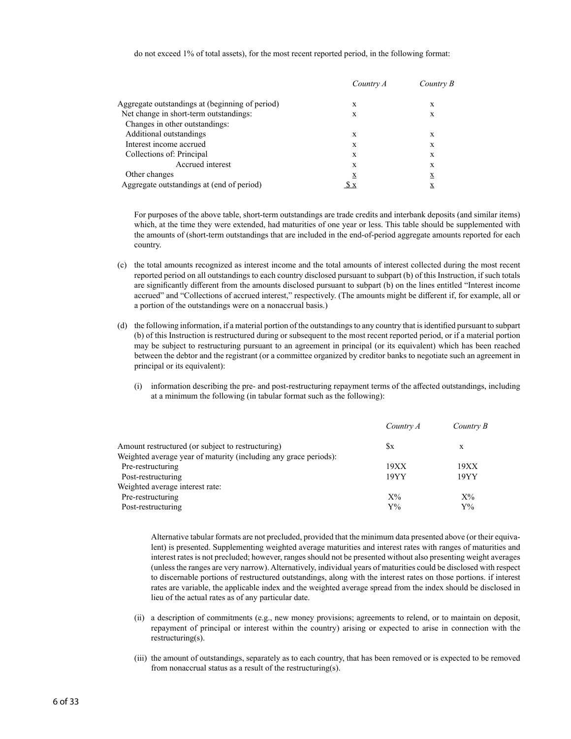do not exceed 1% of total assets), for the most recent reported period, in the following format:

| | *Country A* | *Country B* |
|---|---|---|
| Aggregate outstandings at (beginning of period) | x | x |
| Net change in short-term outstandings: | x | x |
| Changes in other outstandings: | | |
| Additional outstandings | x | x |
| Interest income accrued | x | x |
| Collections of: Principal | x | x |
| Accrued interest | x | x |
| Other changes | x | x |
| Aggregate outstandings at (end of period) | $ x | x |

For purposes of the above table, short-term outstandings are trade credits and interbank deposits (and similar items) which, at the time they were extended, had maturities of one year or less. This table should be supplemented with the amounts of (short-term outstandings that are included in the end-of-period aggregate amounts reported for each country.

(c) the total amounts recognized as interest income and the total amounts of interest collected during the most recent reported period on all outstandings to each country disclosed pursuant to subpart (b) of this Instruction, if such totals are significantly different from the amounts disclosed pursuant to subpart (b) on the lines entitled "Interest income accrued" and "Collections of accrued interest," respectively. (The amounts might be different if, for example, all or a portion of the outstandings were on a nonaccrual basis.)

(d) the following information, if a material portion of the outstandings to any country that is identified pursuant to subpart (b) of this Instruction is restructured during or subsequent to the most recent reported period, or if a material portion may be subject to restructuring pursuant to an agreement in principal (or its equivalent) which has been reached between the debtor and the registrant (or a committee organized by creditor banks to negotiate such an agreement in principal or its equivalent):

(i) information describing the pre- and post-restructuring repayment terms of the affected outstandings, including at a minimum the following (in tabular format such as the following):

| | *Country A* | *Country B* |
|---|---|---|
| Amount restructured (or subject to restructuring) | $x | x |
| Weighted average year of maturity (including any grace periods): | | |
| Pre-restructuring | 19XX | 19XX |
| Post-restructuring | 19YY | 19YY |
| Weighted average interest rate: | | |
| Pre-restructuring | X% | X% |
| Post-restructuring | Y% | Y% |

Alternative tabular formats are not precluded, provided that the minimum data presented above (or their equivalent) is presented. Supplementing weighted average maturities and interest rates with ranges of maturities and interest rates is not precluded; however, ranges should not be presented without also presenting weight averages (unless the ranges are very narrow). Alternatively, individual years of maturities could be disclosed with respect to discernable portions of restructured outstandings, along with the interest rates on those portions. if interest rates are variable, the applicable index and the weighted average spread from the index should be disclosed in lieu of the actual rates as of any particular date.

(ii) a description of commitments (e.g., new money provisions; agreements to relend, or to maintain on deposit, repayment of principal or interest within the country) arising or expected to arise in connection with the restructuring(s).

(iii) the amount of outstandings, separately as to each country, that has been removed or is expected to be removed from nonaccrual status as a result of the restructuring(s).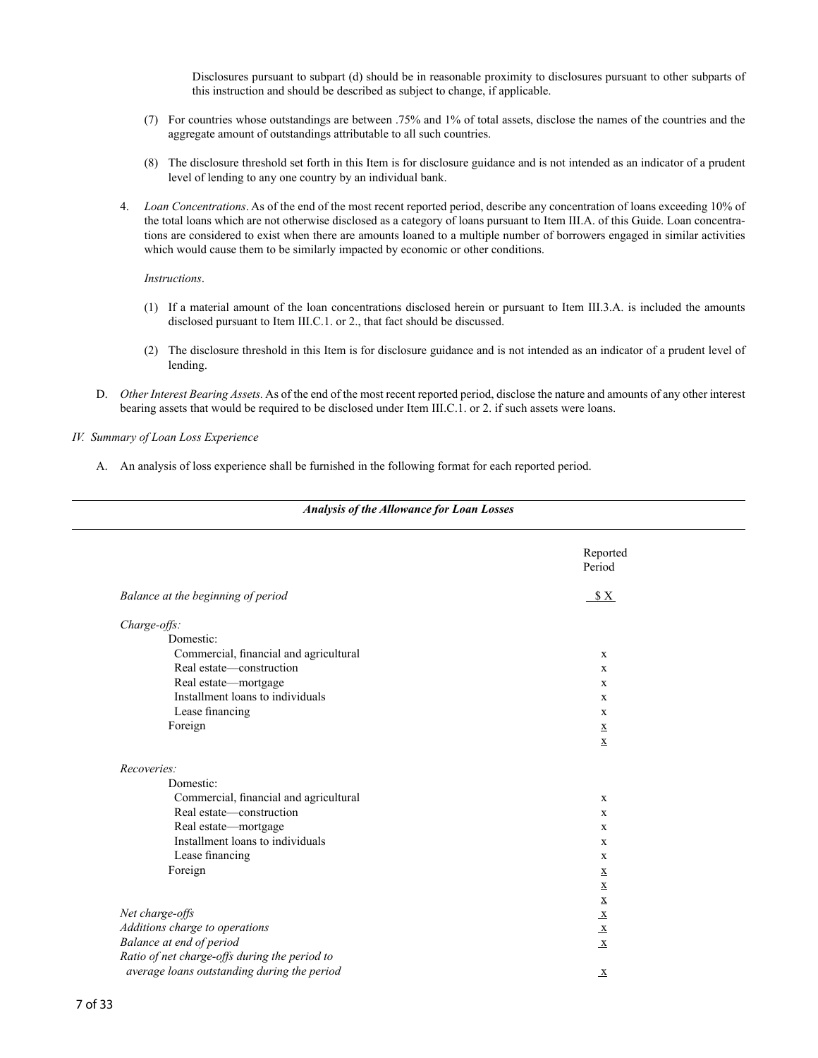Disclosures pursuant to subpart (d) should be in reasonable proximity to disclosures pursuant to other subparts of this instruction and should be described as subject to change, if applicable.

(7) For countries whose outstandings are between .75% and 1% of total assets, disclose the names of the countries and the aggregate amount of outstandings attributable to all such countries.

(8) The disclosure threshold set forth in this Item is for disclosure guidance and is not intended as an indicator of a prudent level of lending to any one country by an individual bank.

4. *Loan Concentrations*. As of the end of the most recent reported period, describe any concentration of loans exceeding 10% of the total loans which are not otherwise disclosed as a category of loans pursuant to Item III.A. of this Guide. Loan concentrations are considered to exist when there are amounts loaned to a multiple number of borrowers engaged in similar activities which would cause them to be similarly impacted by economic or other conditions.

*Instructions*.

(1) If a material amount of the loan concentrations disclosed herein or pursuant to Item III.3.A. is included the amounts disclosed pursuant to Item III.C.1. or 2., that fact should be discussed.

(2) The disclosure threshold in this Item is for disclosure guidance and is not intended as an indicator of a prudent level of lending.

D. *Other Interest Bearing Assets.* As of the end of the most recent reported period, disclose the nature and amounts of any other interest bearing assets that would be required to be disclosed under Item III.C.1. or 2. if such assets were loans.

*IV. Summary of Loan Loss Experience*

A. An analysis of loss experience shall be furnished in the following format for each reported period.

***Analysis of the Allowance for Loan Losses***

| | Reported Period |
|---|---|
| *Balance at the beginning of period* | $ X |
| *Charge-offs:* | |
| Domestic: | |
| Commercial, financial and agricultural | x |
| Real estate—construction | x |
| Real estate—mortgage | x |
| Installment loans to individuals | x |
| Lease financing | x |
| Foreign | x |
| | x |
| *Recoveries:* | |
| Domestic: | |
| Commercial, financial and agricultural | x |
| Real estate—construction | x |
| Real estate—mortgage | x |
| Installment loans to individuals | x |
| Lease financing | x |
| Foreign | x |
| | x |
| | x |
| *Net charge-offs* | x |
| *Additions charge to operations* | x |
| *Balance at end of period* | x |
| *Ratio of net charge-offs during the period to average loans outstanding during the period* | x |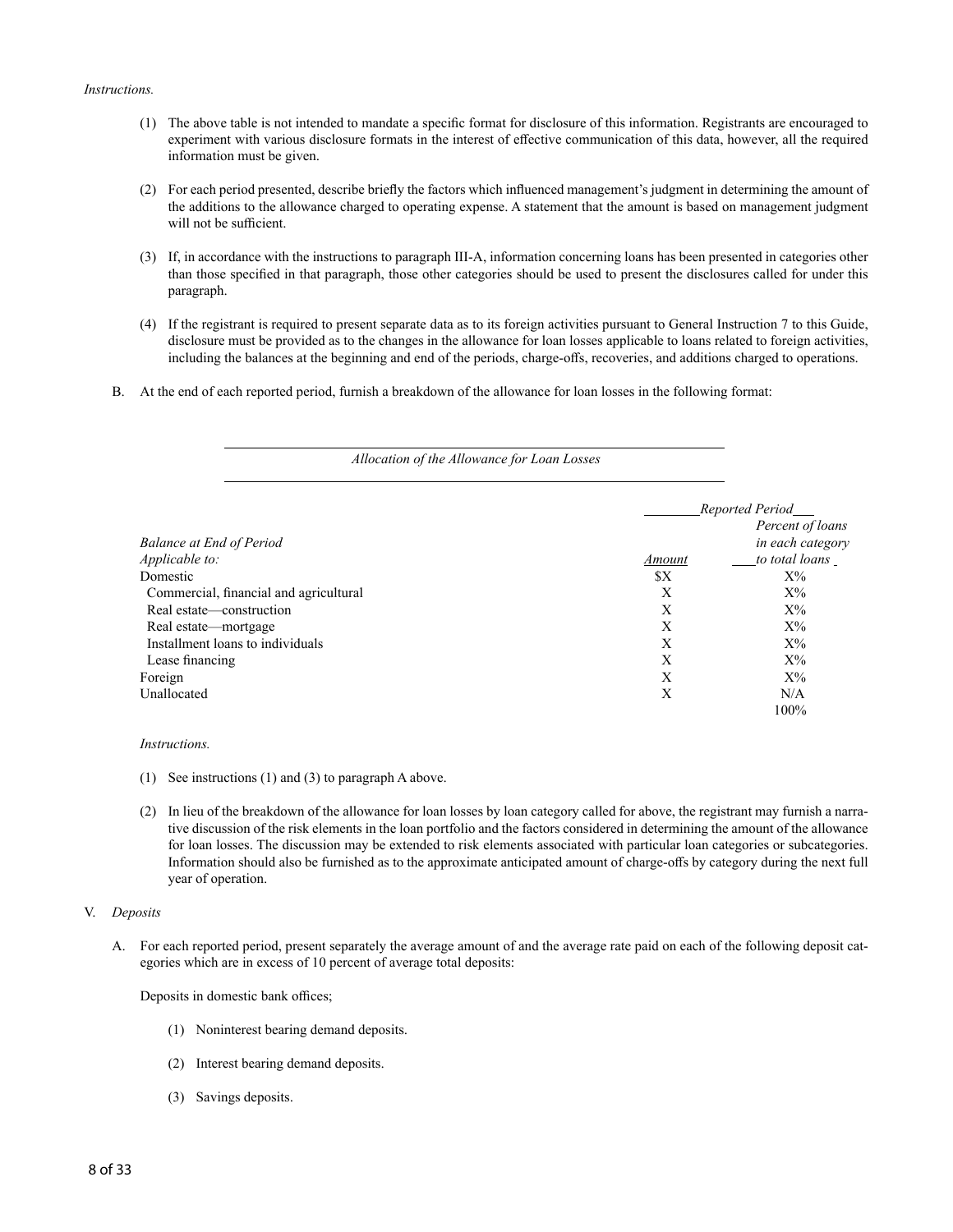*Instructions.*

(1) The above table is not intended to mandate a specific format for disclosure of this information. Registrants are encouraged to experiment with various disclosure formats in the interest of effective communication of this data, however, all the required information must be given.

(2) For each period presented, describe briefly the factors which influenced management's judgment in determining the amount of the additions to the allowance charged to operating expense. A statement that the amount is based on management judgment will not be sufficient.

(3) If, in accordance with the instructions to paragraph III-A, information concerning loans has been presented in categories other than those specified in that paragraph, those other categories should be used to present the disclosures called for under this paragraph.

(4) If the registrant is required to present separate data as to its foreign activities pursuant to General Instruction 7 to this Guide, disclosure must be provided as to the changes in the allowance for loan losses applicable to loans related to foreign activities, including the balances at the beginning and end of the periods, charge-offs, recoveries, and additions charged to operations.

B. At the end of each reported period, furnish a breakdown of the allowance for loan losses in the following format:

*Allocation of the Allowance for Loan Losses*

| *Balance at End of Period Applicable to:* | *Reported Period* | |
|---|---|---|
| | *Amount* | *Percent of loans in each category to total loans* |
| Domestic | $X | X% |
| Commercial, financial and agricultural | X | X% |
| Real estate—construction | X | X% |
| Real estate—mortgage | X | X% |
| Installment loans to individuals | X | X% |
| Lease financing | X | X% |
| Foreign | X | X% |
| Unallocated | X | N/A |
| | | 100% |

*Instructions.*

(1) See instructions (1) and (3) to paragraph A above.

(2) In lieu of the breakdown of the allowance for loan losses by loan category called for above, the registrant may furnish a narrative discussion of the risk elements in the loan portfolio and the factors considered in determining the amount of the allowance for loan losses. The discussion may be extended to risk elements associated with particular loan categories or subcategories. Information should also be furnished as to the approximate anticipated amount of charge-offs by category during the next full year of operation.

V. *Deposits*

A. For each reported period, present separately the average amount of and the average rate paid on each of the following deposit categories which are in excess of 10 percent of average total deposits:

Deposits in domestic bank offices;

(1) Noninterest bearing demand deposits.

(2) Interest bearing demand deposits.

(3) Savings deposits.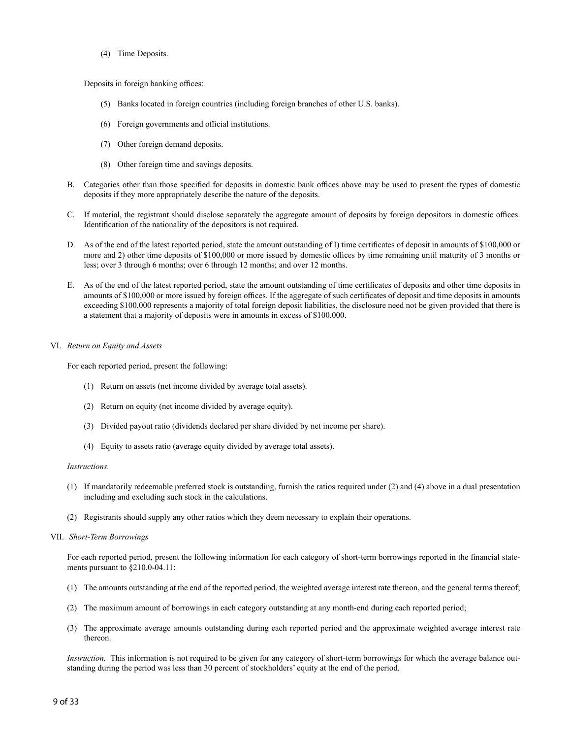(4) Time Deposits.

Deposits in foreign banking offices:

(5) Banks located in foreign countries (including foreign branches of other U.S. banks).

(6) Foreign governments and official institutions.

(7) Other foreign demand deposits.

(8) Other foreign time and savings deposits.

B. Categories other than those specified for deposits in domestic bank offices above may be used to present the types of domestic deposits if they more appropriately describe the nature of the deposits.

C. If material, the registrant should disclose separately the aggregate amount of deposits by foreign depositors in domestic offices. Identification of the nationality of the depositors is not required.

D. As of the end of the latest reported period, state the amount outstanding of I) time certificates of deposit in amounts of $100,000 or more and 2) other time deposits of $100,000 or more issued by domestic offices by time remaining until maturity of 3 months or less; over 3 through 6 months; over 6 through 12 months; and over 12 months.

E. As of the end of the latest reported period, state the amount outstanding of time certificates of deposits and other time deposits in amounts of $100,000 or more issued by foreign offices. If the aggregate of such certificates of deposit and time deposits in amounts exceeding $100,000 represents a majority of total foreign deposit liabilities, the disclosure need not be given provided that there is a statement that a majority of deposits were in amounts in excess of $100,000.

VI. *Return on Equity and Assets*

For each reported period, present the following:

(1) Return on assets (net income divided by average total assets).

(2) Return on equity (net income divided by average equity).

(3) Divided payout ratio (dividends declared per share divided by net income per share).

(4) Equity to assets ratio (average equity divided by average total assets).

*Instructions.*

(1) If mandatorily redeemable preferred stock is outstanding, furnish the ratios required under (2) and (4) above in a dual presentation including and excluding such stock in the calculations.

(2) Registrants should supply any other ratios which they deem necessary to explain their operations.

VII. *Short-Term Borrowings*

For each reported period, present the following information for each category of short-term borrowings reported in the financial statements pursuant to §210.0-04.11:

(1) The amounts outstanding at the end of the reported period, the weighted average interest rate thereon, and the general terms thereof;

(2) The maximum amount of borrowings in each category outstanding at any month-end during each reported period;

(3) The approximate average amounts outstanding during each reported period and the approximate weighted average interest rate thereon.

*Instruction.* This information is not required to be given for any category of short-term borrowings for which the average balance outstanding during the period was less than 30 percent of stockholders' equity at the end of the period.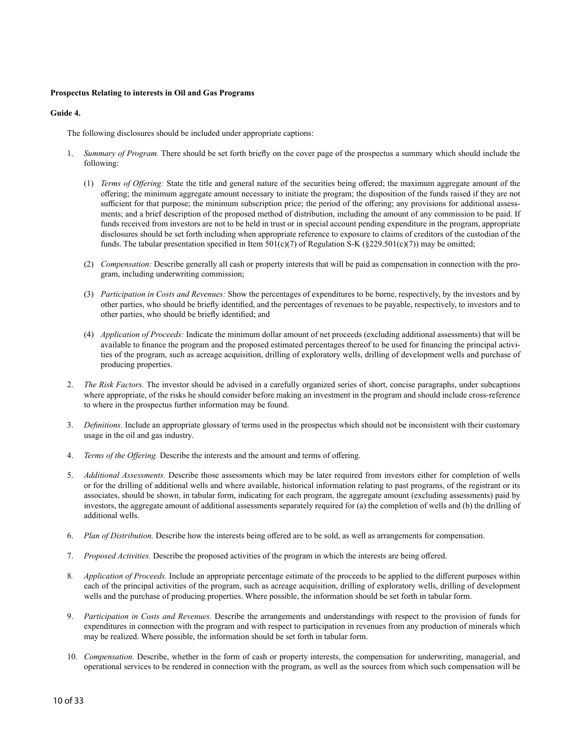**Prospectus Relating to interests in Oil and Gas Programs**

**Guide 4.**

The following disclosures should be included under appropriate captions:

1. *Summary of Program.* There should be set forth briefly on the cover page of the prospectus a summary which should include the following:

   (1) *Terms of Offering:* State the title and general nature of the securities being offered; the maximum aggregate amount of the offering; the minimum aggregate amount necessary to initiate the program; the disposition of the funds raised if they are not sufficient for that purpose; the minimum subscription price; the period of the offering; any provisions for additional assessments; and a brief description of the proposed method of distribution, including the amount of any commission to be paid. If funds received from investors are not to be held in trust or in special account pending expenditure in the program, appropriate disclosures should be set forth including when appropriate reference to exposure to claims of creditors of the custodian of the funds. The tabular presentation specified in Item 501(c)(7) of Regulation S-K (§229.501(c)(7)) may be omitted;

   (2) *Compensation:* Describe generally all cash or property interests that will be paid as compensation in connection with the program, including underwriting commission;

   (3) *Participation in Costs and Revenues:* Show the percentages of expenditures to be borne, respectively, by the investors and by other parties, who should be briefly identified, and the percentages of revenues to be payable, respectively, to investors and to other parties, who should be briefly identified; and

   (4) *Application of Proceeds:* Indicate the minimum dollar amount of net proceeds (excluding additional assessments) that will be available to finance the program and the proposed estimated percentages thereof to be used for financing the principal activities of the program, such as acreage acquisition, drilling of exploratory wells, drilling of development wells and purchase of producing properties.

2. *The Risk Factors.* The investor should be advised in a carefully organized series of short, concise paragraphs, under subcaptions where appropriate, of the risks he should consider before making an investment in the program and should include cross-reference to where in the prospectus further information may be found.

3. *Definitions.* Include an appropriate glossary of terms used in the prospectus which should not be inconsistent with their customary usage in the oil and gas industry.

4. *Terms of the Offering.* Describe the interests and the amount and terms of offering.

5. *Additional Assessments.* Describe those assessments which may be later required from investors either for completion of wells or for the drilling of additional wells and where available, historical information relating to past programs, of the registrant or its associates, should be shown, in tabular form, indicating for each program, the aggregate amount (excluding assessments) paid by investors, the aggregate amount of additional assessments separately required for (a) the completion of wells and (b) the drilling of additional wells.

6. *Plan of Distribution.* Describe how the interests being offered are to be sold, as well as arrangements for compensation.

7. *Proposed Activities.* Describe the proposed activities of the program in which the interests are being offered.

8. *Application of Proceeds.* Include an appropriate percentage estimate of the proceeds to be applied to the different purposes within each of the principal activities of the program, such as acreage acquisition, drilling of exploratory wells, drilling of development wells and the purchase of producing properties. Where possible, the information should be set forth in tabular form.

9. *Participation in Costs and Revenues.* Describe the arrangements and understandings with respect to the provision of funds for expenditures in connection with the program and with respect to participation in revenues from any production of minerals which may be realized. Where possible, the information should be set forth in tabular form.

10. *Compensation.* Describe, whether in the form of cash or property interests, the compensation for underwriting, managerial, and operational services to be rendered in connection with the program, as well as the sources from which such compensation will be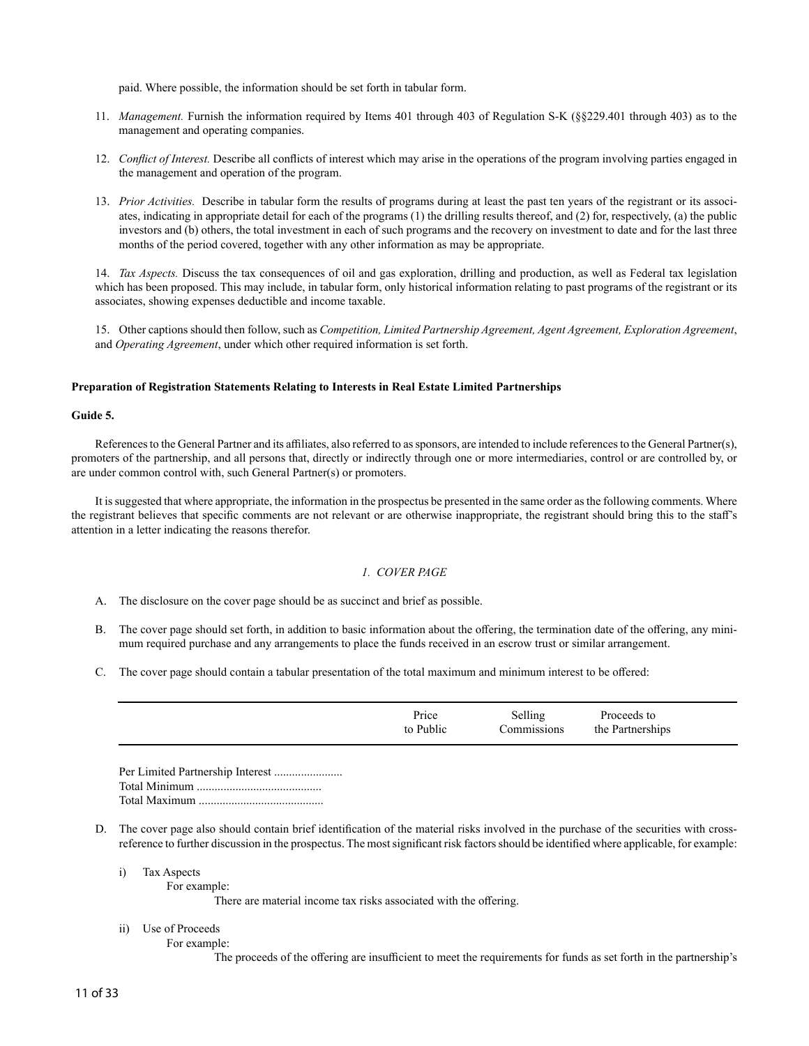paid. Where possible, the information should be set forth in tabular form.

11. *Management.* Furnish the information required by Items 401 through 403 of Regulation S-K (§§229.401 through 403) as to the management and operating companies.

12. *Conflict of Interest.* Describe all conflicts of interest which may arise in the operations of the program involving parties engaged in the management and operation of the program.

13. *Prior Activities.* Describe in tabular form the results of programs during at least the past ten years of the registrant or its associates, indicating in appropriate detail for each of the programs (1) the drilling results thereof, and (2) for, respectively, (a) the public investors and (b) others, the total investment in each of such programs and the recovery on investment to date and for the last three months of the period covered, together with any other information as may be appropriate.

14. *Tax Aspects.* Discuss the tax consequences of oil and gas exploration, drilling and production, as well as Federal tax legislation which has been proposed. This may include, in tabular form, only historical information relating to past programs of the registrant or its associates, showing expenses deductible and income taxable.

15. Other captions should then follow, such as *Competition, Limited Partnership Agreement, Agent Agreement, Exploration Agreement*, and *Operating Agreement*, under which other required information is set forth.

**Preparation of Registration Statements Relating to Interests in Real Estate Limited Partnerships**

**Guide 5.**

References to the General Partner and its affiliates, also referred to as sponsors, are intended to include references to the General Partner(s), promoters of the partnership, and all persons that, directly or indirectly through one or more intermediaries, control or are controlled by, or are under common control with, such General Partner(s) or promoters.

It is suggested that where appropriate, the information in the prospectus be presented in the same order as the following comments. Where the registrant believes that specific comments are not relevant or are otherwise inappropriate, the registrant should bring this to the staff's attention in a letter indicating the reasons therefor.

*1. COVER PAGE*

A. The disclosure on the cover page should be as succinct and brief as possible.

B. The cover page should set forth, in addition to basic information about the offering, the termination date of the offering, any minimum required purchase and any arrangements to place the funds received in an escrow trust or similar arrangement.

C. The cover page should contain a tabular presentation of the total maximum and minimum interest to be offered:

| | Price to Public | Selling Commissions | Proceeds to the Partnerships |
|---|---|---|---|
| Per Limited Partnership Interest ....................... | | | |
| Total Minimum .......................................... | | | |
| Total Maximum .......................................... | | | |

D. The cover page also should contain brief identification of the material risks involved in the purchase of the securities with cross-reference to further discussion in the prospectus. The most significant risk factors should be identified where applicable, for example:

i) Tax Aspects

For example:

There are material income tax risks associated with the offering.

ii) Use of Proceeds

For example:

The proceeds of the offering are insufficient to meet the requirements for funds as set forth in the partnership's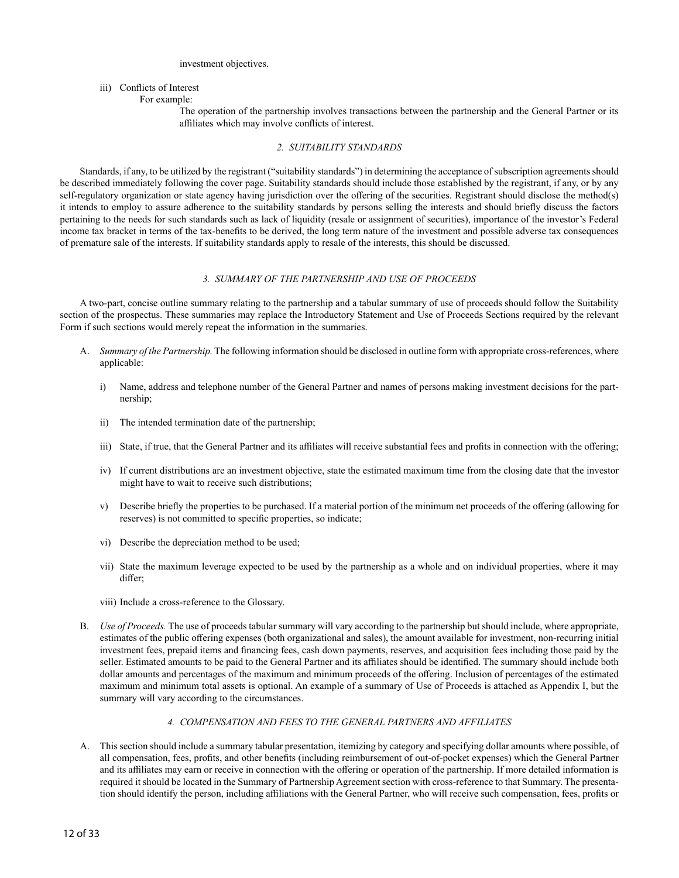investment objectives.

iii) Conflicts of Interest

For example:

The operation of the partnership involves transactions between the partnership and the General Partner or its affiliates which may involve conflicts of interest.

### *2. SUITABILITY STANDARDS*

Standards, if any, to be utilized by the registrant ("suitability standards") in determining the acceptance of subscription agreements should be described immediately following the cover page. Suitability standards should include those established by the registrant, if any, or by any self-regulatory organization or state agency having jurisdiction over the offering of the securities. Registrant should disclose the method(s) it intends to employ to assure adherence to the suitability standards by persons selling the interests and should briefly discuss the factors pertaining to the needs for such standards such as lack of liquidity (resale or assignment of securities), importance of the investor's Federal income tax bracket in terms of the tax-benefits to be derived, the long term nature of the investment and possible adverse tax consequences of premature sale of the interests. If suitability standards apply to resale of the interests, this should be discussed.

### *3. SUMMARY OF THE PARTNERSHIP AND USE OF PROCEEDS*

A two-part, concise outline summary relating to the partnership and a tabular summary of use of proceeds should follow the Suitability section of the prospectus. These summaries may replace the Introductory Statement and Use of Proceeds Sections required by the relevant Form if such sections would merely repeat the information in the summaries.

A. *Summary of the Partnership.* The following information should be disclosed in outline form with appropriate cross-references, where applicable:

   i) Name, address and telephone number of the General Partner and names of persons making investment decisions for the partnership;

   ii) The intended termination date of the partnership;

   iii) State, if true, that the General Partner and its affiliates will receive substantial fees and profits in connection with the offering;

   iv) If current distributions are an investment objective, state the estimated maximum time from the closing date that the investor might have to wait to receive such distributions;

   v) Describe briefly the properties to be purchased. If a material portion of the minimum net proceeds of the offering (allowing for reserves) is not committed to specific properties, so indicate;

   vi) Describe the depreciation method to be used;

   vii) State the maximum leverage expected to be used by the partnership as a whole and on individual properties, where it may differ;

   viii) Include a cross-reference to the Glossary.

B. *Use of Proceeds.* The use of proceeds tabular summary will vary according to the partnership but should include, where appropriate, estimates of the public offering expenses (both organizational and sales), the amount available for investment, non-recurring initial investment fees, prepaid items and financing fees, cash down payments, reserves, and acquisition fees including those paid by the seller. Estimated amounts to be paid to the General Partner and its affiliates should be identified. The summary should include both dollar amounts and percentages of the maximum and minimum proceeds of the offering. Inclusion of percentages of the estimated maximum and minimum total assets is optional. An example of a summary of Use of Proceeds is attached as Appendix I, but the summary will vary according to the circumstances.

### *4. COMPENSATION AND FEES TO THE GENERAL PARTNERS AND AFFILIATES*

A. This section should include a summary tabular presentation, itemizing by category and specifying dollar amounts where possible, of all compensation, fees, profits, and other benefits (including reimbursement of out-of-pocket expenses) which the General Partner and its affiliates may earn or receive in connection with the offering or operation of the partnership. If more detailed information is required it should be located in the Summary of Partnership Agreement section with cross-reference to that Summary. The presentation should identify the person, including affiliations with the General Partner, who will receive such compensation, fees, profits or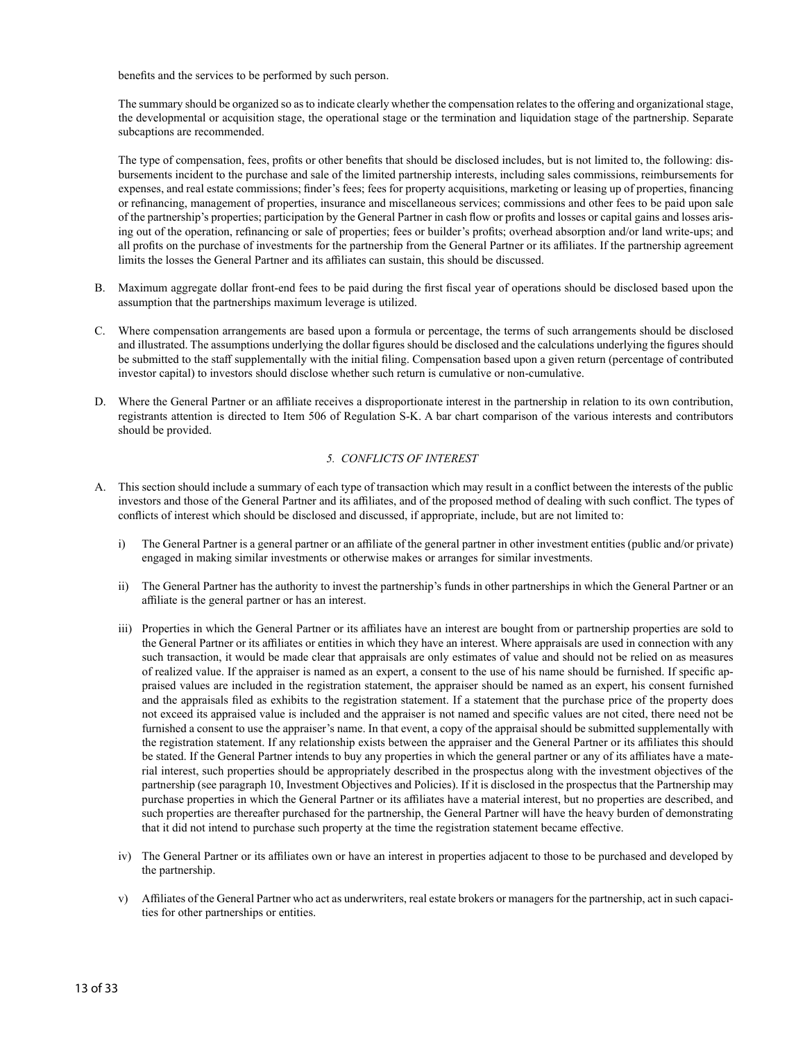benefits and the services to be performed by such person.

The summary should be organized so as to indicate clearly whether the compensation relates to the offering and organizational stage, the developmental or acquisition stage, the operational stage or the termination and liquidation stage of the partnership. Separate subcaptions are recommended.

The type of compensation, fees, profits or other benefits that should be disclosed includes, but is not limited to, the following: disbursements incident to the purchase and sale of the limited partnership interests, including sales commissions, reimbursements for expenses, and real estate commissions; finder's fees; fees for property acquisitions, marketing or leasing up of properties, financing or refinancing, management of properties, insurance and miscellaneous services; commissions and other fees to be paid upon sale of the partnership's properties; participation by the General Partner in cash flow or profits and losses or capital gains and losses arising out of the operation, refinancing or sale of properties; fees or builder's profits; overhead absorption and/or land write-ups; and all profits on the purchase of investments for the partnership from the General Partner or its affiliates. If the partnership agreement limits the losses the General Partner and its affiliates can sustain, this should be discussed.

B. Maximum aggregate dollar front-end fees to be paid during the first fiscal year of operations should be disclosed based upon the assumption that the partnerships maximum leverage is utilized.

C. Where compensation arrangements are based upon a formula or percentage, the terms of such arrangements should be disclosed and illustrated. The assumptions underlying the dollar figures should be disclosed and the calculations underlying the figures should be submitted to the staff supplementally with the initial filing. Compensation based upon a given return (percentage of contributed investor capital) to investors should disclose whether such return is cumulative or non-cumulative.

D. Where the General Partner or an affiliate receives a disproportionate interest in the partnership in relation to its own contribution, registrants attention is directed to Item 506 of Regulation S-K. A bar chart comparison of the various interests and contributors should be provided.

### *5. CONFLICTS OF INTEREST*

A. This section should include a summary of each type of transaction which may result in a conflict between the interests of the public investors and those of the General Partner and its affiliates, and of the proposed method of dealing with such conflict. The types of conflicts of interest which should be disclosed and discussed, if appropriate, include, but are not limited to:

   i) The General Partner is a general partner or an affiliate of the general partner in other investment entities (public and/or private) engaged in making similar investments or otherwise makes or arranges for similar investments.

   ii) The General Partner has the authority to invest the partnership's funds in other partnerships in which the General Partner or an affiliate is the general partner or has an interest.

   iii) Properties in which the General Partner or its affiliates have an interest are bought from or partnership properties are sold to the General Partner or its affiliates or entities in which they have an interest. Where appraisals are used in connection with any such transaction, it would be made clear that appraisals are only estimates of value and should not be relied on as measures of realized value. If the appraiser is named as an expert, a consent to the use of his name should be furnished. If specific appraised values are included in the registration statement, the appraiser should be named as an expert, his consent furnished and the appraisals filed as exhibits to the registration statement. If a statement that the purchase price of the property does not exceed its appraised value is included and the appraiser is not named and specific values are not cited, there need not be furnished a consent to use the appraiser's name. In that event, a copy of the appraisal should be submitted supplementally with the registration statement. If any relationship exists between the appraiser and the General Partner or its affiliates this should be stated. If the General Partner intends to buy any properties in which the general partner or any of its affiliates have a material interest, such properties should be appropriately described in the prospectus along with the investment objectives of the partnership (see paragraph 10, Investment Objectives and Policies). If it is disclosed in the prospectus that the Partnership may purchase properties in which the General Partner or its affiliates have a material interest, but no properties are described, and such properties are thereafter purchased for the partnership, the General Partner will have the heavy burden of demonstrating that it did not intend to purchase such property at the time the registration statement became effective.

   iv) The General Partner or its affiliates own or have an interest in properties adjacent to those to be purchased and developed by the partnership.

   v) Affiliates of the General Partner who act as underwriters, real estate brokers or managers for the partnership, act in such capacities for other partnerships or entities.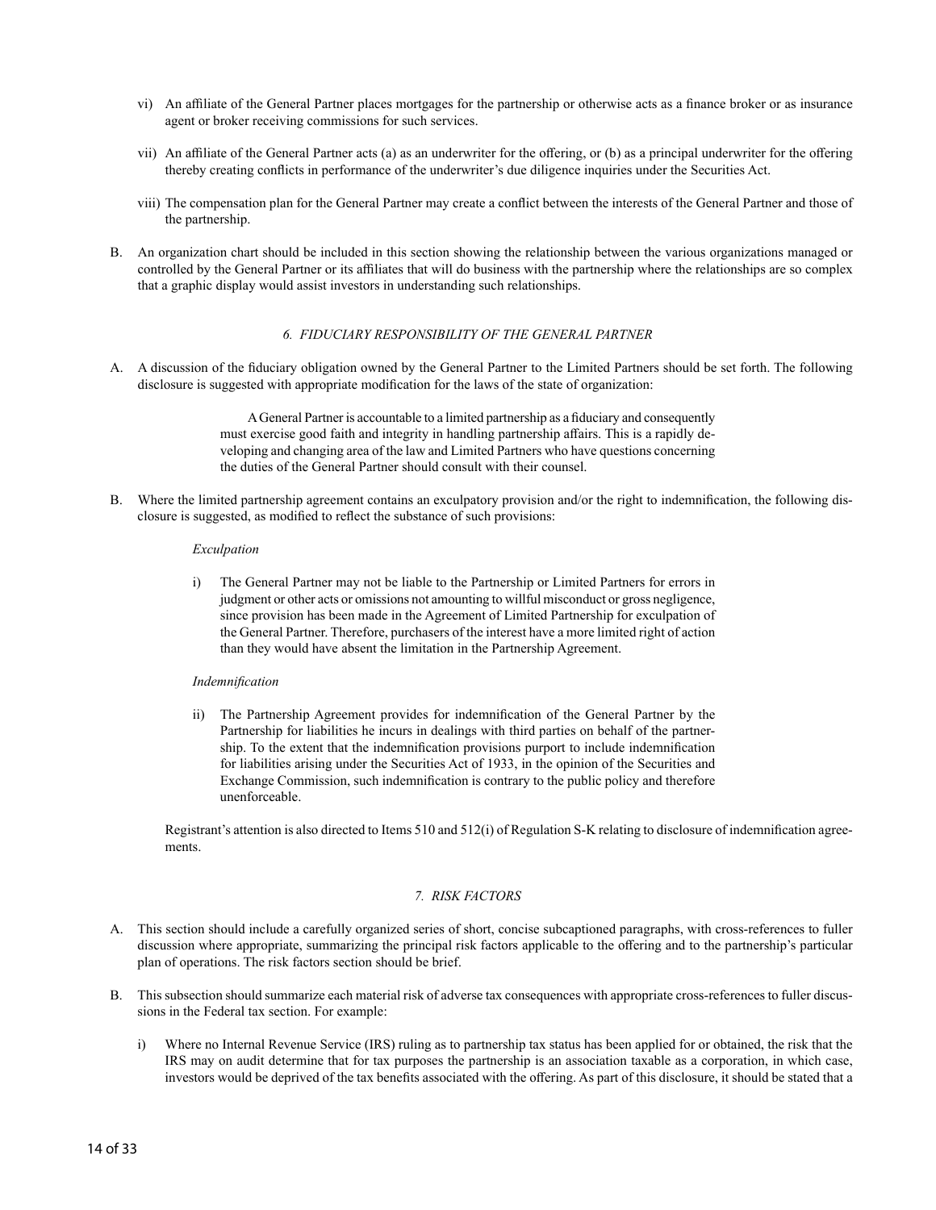vi) An affiliate of the General Partner places mortgages for the partnership or otherwise acts as a finance broker or as insurance agent or broker receiving commissions for such services.

vii) An affiliate of the General Partner acts (a) as an underwriter for the offering, or (b) as a principal underwriter for the offering thereby creating conflicts in performance of the underwriter's due diligence inquiries under the Securities Act.

viii) The compensation plan for the General Partner may create a conflict between the interests of the General Partner and those of the partnership.

B. An organization chart should be included in this section showing the relationship between the various organizations managed or controlled by the General Partner or its affiliates that will do business with the partnership where the relationships are so complex that a graphic display would assist investors in understanding such relationships.

### *6. FIDUCIARY RESPONSIBILITY OF THE GENERAL PARTNER*

A. A discussion of the fiduciary obligation owned by the General Partner to the Limited Partners should be set forth. The following disclosure is suggested with appropriate modification for the laws of the state of organization:

> A General Partner is accountable to a limited partnership as a fiduciary and consequently must exercise good faith and integrity in handling partnership affairs. This is a rapidly developing and changing area of the law and Limited Partners who have questions concerning the duties of the General Partner should consult with their counsel.

B. Where the limited partnership agreement contains an exculpatory provision and/or the right to indemnification, the following disclosure is suggested, as modified to reflect the substance of such provisions:

*Exculpation*

i) The General Partner may not be liable to the Partnership or Limited Partners for errors in judgment or other acts or omissions not amounting to willful misconduct or gross negligence, since provision has been made in the Agreement of Limited Partnership for exculpation of the General Partner. Therefore, purchasers of the interest have a more limited right of action than they would have absent the limitation in the Partnership Agreement.

*Indemnification*

ii) The Partnership Agreement provides for indemnification of the General Partner by the Partnership for liabilities he incurs in dealings with third parties on behalf of the partnership. To the extent that the indemnification provisions purport to include indemnification for liabilities arising under the Securities Act of 1933, in the opinion of the Securities and Exchange Commission, such indemnification is contrary to the public policy and therefore unenforceable.

Registrant's attention is also directed to Items 510 and 512(i) of Regulation S-K relating to disclosure of indemnification agreements.

### *7. RISK FACTORS*

A. This section should include a carefully organized series of short, concise subcaptioned paragraphs, with cross-references to fuller discussion where appropriate, summarizing the principal risk factors applicable to the offering and to the partnership's particular plan of operations. The risk factors section should be brief.

B. This subsection should summarize each material risk of adverse tax consequences with appropriate cross-references to fuller discussions in the Federal tax section. For example:

i) Where no Internal Revenue Service (IRS) ruling as to partnership tax status has been applied for or obtained, the risk that the IRS may on audit determine that for tax purposes the partnership is an association taxable as a corporation, in which case, investors would be deprived of the tax benefits associated with the offering. As part of this disclosure, it should be stated that a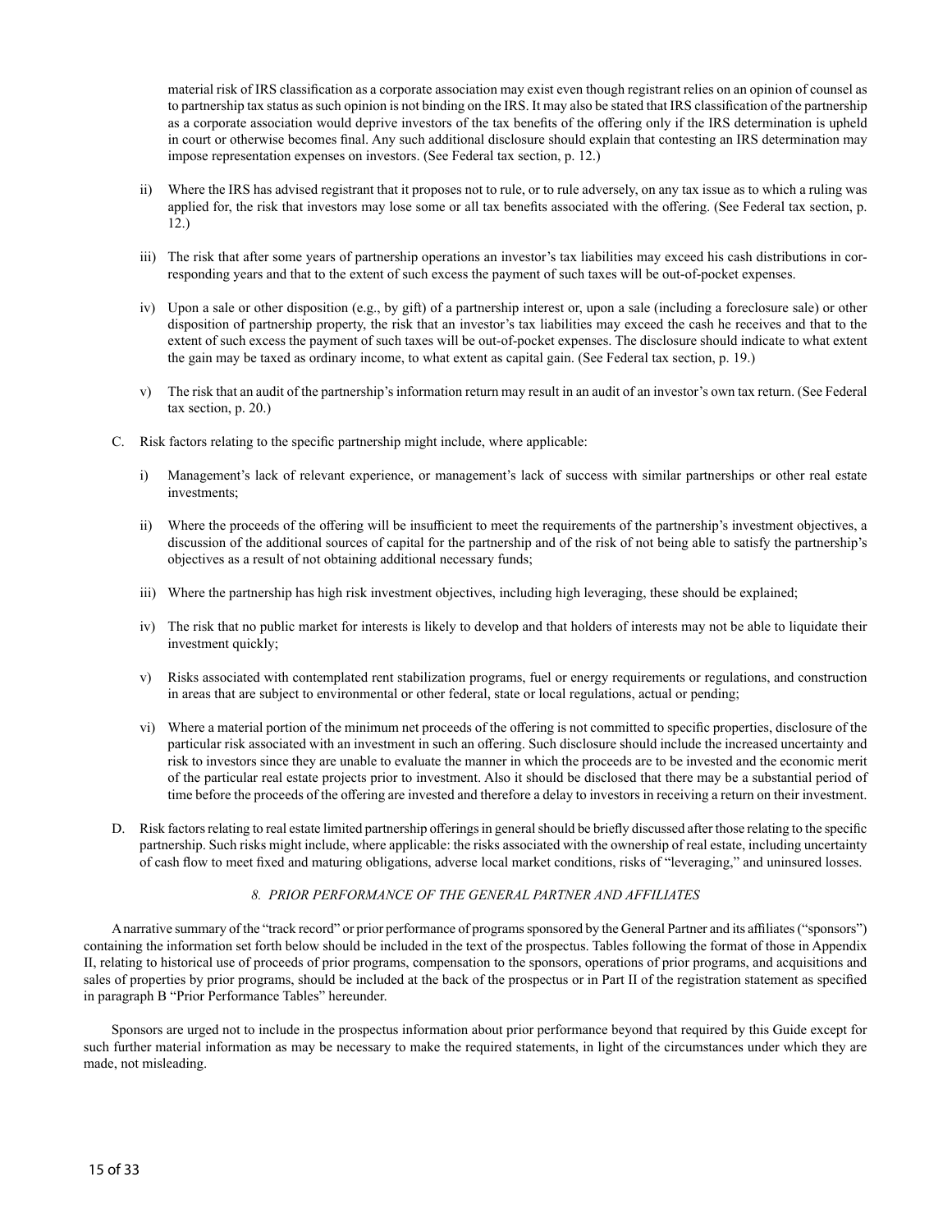material risk of IRS classification as a corporate association may exist even though registrant relies on an opinion of counsel as to partnership tax status as such opinion is not binding on the IRS. It may also be stated that IRS classification of the partnership as a corporate association would deprive investors of the tax benefits of the offering only if the IRS determination is upheld in court or otherwise becomes final. Any such additional disclosure should explain that contesting an IRS determination may impose representation expenses on investors. (See Federal tax section, p. 12.)

ii) Where the IRS has advised registrant that it proposes not to rule, or to rule adversely, on any tax issue as to which a ruling was applied for, the risk that investors may lose some or all tax benefits associated with the offering. (See Federal tax section, p. 12.)

iii) The risk that after some years of partnership operations an investor's tax liabilities may exceed his cash distributions in corresponding years and that to the extent of such excess the payment of such taxes will be out-of-pocket expenses.

iv) Upon a sale or other disposition (e.g., by gift) of a partnership interest or, upon a sale (including a foreclosure sale) or other disposition of partnership property, the risk that an investor's tax liabilities may exceed the cash he receives and that to the extent of such excess the payment of such taxes will be out-of-pocket expenses. The disclosure should indicate to what extent the gain may be taxed as ordinary income, to what extent as capital gain. (See Federal tax section, p. 19.)

v) The risk that an audit of the partnership's information return may result in an audit of an investor's own tax return. (See Federal tax section, p. 20.)

C. Risk factors relating to the specific partnership might include, where applicable:

i) Management's lack of relevant experience, or management's lack of success with similar partnerships or other real estate investments;

ii) Where the proceeds of the offering will be insufficient to meet the requirements of the partnership's investment objectives, a discussion of the additional sources of capital for the partnership and of the risk of not being able to satisfy the partnership's objectives as a result of not obtaining additional necessary funds;

iii) Where the partnership has high risk investment objectives, including high leveraging, these should be explained;

iv) The risk that no public market for interests is likely to develop and that holders of interests may not be able to liquidate their investment quickly;

v) Risks associated with contemplated rent stabilization programs, fuel or energy requirements or regulations, and construction in areas that are subject to environmental or other federal, state or local regulations, actual or pending;

vi) Where a material portion of the minimum net proceeds of the offering is not committed to specific properties, disclosure of the particular risk associated with an investment in such an offering. Such disclosure should include the increased uncertainty and risk to investors since they are unable to evaluate the manner in which the proceeds are to be invested and the economic merit of the particular real estate projects prior to investment. Also it should be disclosed that there may be a substantial period of time before the proceeds of the offering are invested and therefore a delay to investors in receiving a return on their investment.

D. Risk factors relating to real estate limited partnership offerings in general should be briefly discussed after those relating to the specific partnership. Such risks might include, where applicable: the risks associated with the ownership of real estate, including uncertainty of cash flow to meet fixed and maturing obligations, adverse local market conditions, risks of "leveraging," and uninsured losses.

### *8. PRIOR PERFORMANCE OF THE GENERAL PARTNER AND AFFILIATES*

A narrative summary of the "track record" or prior performance of programs sponsored by the General Partner and its affiliates ("sponsors") containing the information set forth below should be included in the text of the prospectus. Tables following the format of those in Appendix II, relating to historical use of proceeds of prior programs, compensation to the sponsors, operations of prior programs, and acquisitions and sales of properties by prior programs, should be included at the back of the prospectus or in Part II of the registration statement as specified in paragraph B "Prior Performance Tables" hereunder.

Sponsors are urged not to include in the prospectus information about prior performance beyond that required by this Guide except for such further material information as may be necessary to make the required statements, in light of the circumstances under which they are made, not misleading.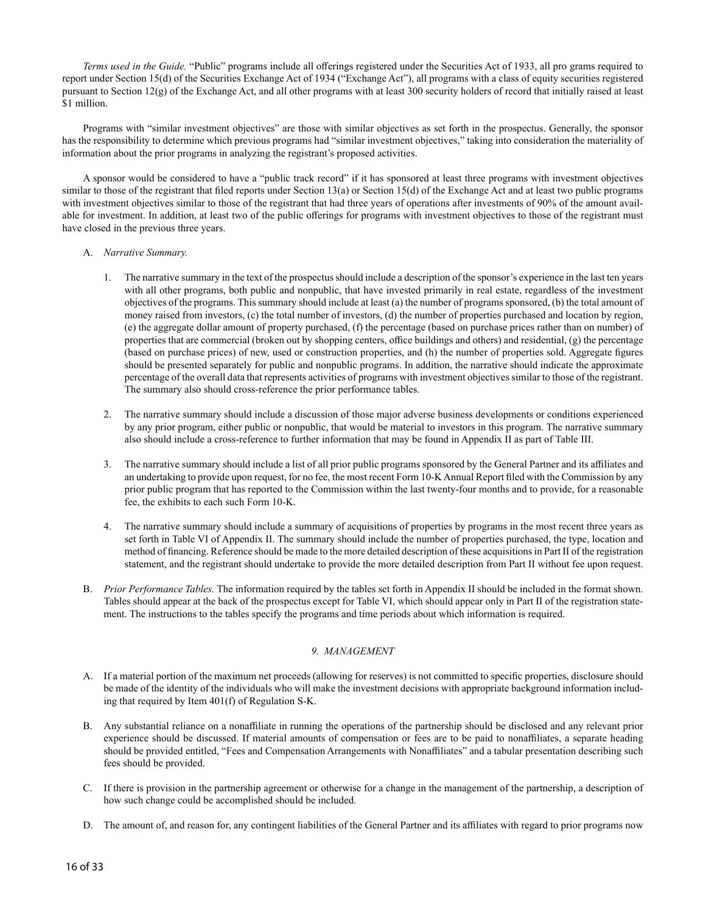*Terms used in the Guide.* "Public" programs include all offerings registered under the Securities Act of 1933, all pro grams required to report under Section 15(d) of the Securities Exchange Act of 1934 ("Exchange Act"), all programs with a class of equity securities registered pursuant to Section 12(g) of the Exchange Act, and all other programs with at least 300 security holders of record that initially raised at least $1 million.

Programs with "similar investment objectives" are those with similar objectives as set forth in the prospectus. Generally, the sponsor has the responsibility to determine which previous programs had "similar investment objectives," taking into consideration the materiality of information about the prior programs in analyzing the registrant's proposed activities.

A sponsor would be considered to have a "public track record" if it has sponsored at least three programs with investment objectives similar to those of the registrant that filed reports under Section 13(a) or Section 15(d) of the Exchange Act and at least two public programs with investment objectives similar to those of the registrant that had three years of operations after investments of 90% of the amount available for investment. In addition, at least two of the public offerings for programs with investment objectives to those of the registrant must have closed in the previous three years.

A. *Narrative Summary.*

1. The narrative summary in the text of the prospectus should include a description of the sponsor's experience in the last ten years with all other programs, both public and nonpublic, that have invested primarily in real estate, regardless of the investment objectives of the programs. This summary should include at least (a) the number of programs sponsored, (b) the total amount of money raised from investors, (c) the total number of investors, (d) the number of properties purchased and location by region, (e) the aggregate dollar amount of property purchased, (f) the percentage (based on purchase prices rather than on number) of properties that are commercial (broken out by shopping centers, office buildings and others) and residential, (g) the percentage (based on purchase prices) of new, used or construction properties, and (h) the number of properties sold. Aggregate figures should be presented separately for public and nonpublic programs. In addition, the narrative should indicate the approximate percentage of the overall data that represents activities of programs with investment objectives similar to those of the registrant. The summary also should cross-reference the prior performance tables.

2. The narrative summary should include a discussion of those major adverse business developments or conditions experienced by any prior program, either public or nonpublic, that would be material to investors in this program. The narrative summary also should include a cross-reference to further information that may be found in Appendix II as part of Table III.

3. The narrative summary should include a list of all prior public programs sponsored by the General Partner and its affiliates and an undertaking to provide upon request, for no fee, the most recent Form 10-K Annual Report filed with the Commission by any prior public program that has reported to the Commission within the last twenty-four months and to provide, for a reasonable fee, the exhibits to each such Form 10-K.

4. The narrative summary should include a summary of acquisitions of properties by programs in the most recent three years as set forth in Table VI of Appendix II. The summary should include the number of properties purchased, the type, location and method of financing. Reference should be made to the more detailed description of these acquisitions in Part II of the registration statement, and the registrant should undertake to provide the more detailed description from Part II without fee upon request.

B. *Prior Performance Tables.* The information required by the tables set forth in Appendix II should be included in the format shown. Tables should appear at the back of the prospectus except for Table VI, which should appear only in Part II of the registration statement. The instructions to the tables specify the programs and time periods about which information is required.

## *9. MANAGEMENT*

A. If a material portion of the maximum net proceeds (allowing for reserves) is not committed to specific properties, disclosure should be made of the identity of the individuals who will make the investment decisions with appropriate background information including that required by Item 401(f) of Regulation S-K.

B. Any substantial reliance on a nonaffiliate in running the operations of the partnership should be disclosed and any relevant prior experience should be discussed. If material amounts of compensation or fees are to be paid to nonaffiliates, a separate heading should be provided entitled, "Fees and Compensation Arrangements with Nonaffiliates" and a tabular presentation describing such fees should be provided.

C. If there is provision in the partnership agreement or otherwise for a change in the management of the partnership, a description of how such change could be accomplished should be included.

D. The amount of, and reason for, any contingent liabilities of the General Partner and its affiliates with regard to prior programs now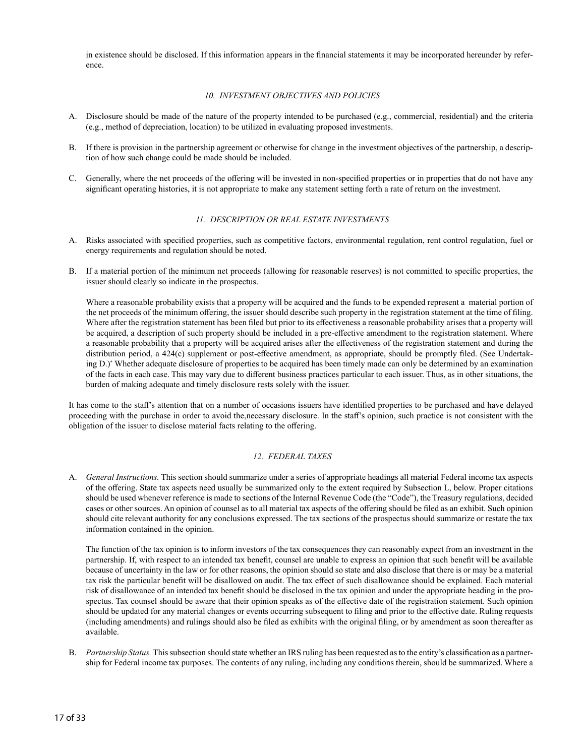in existence should be disclosed. If this information appears in the financial statements it may be incorporated hereunder by reference.

### *10. INVESTMENT OBJECTIVES AND POLICIES*

A. Disclosure should be made of the nature of the property intended to be purchased (e.g., commercial, residential) and the criteria (e.g., method of depreciation, location) to be utilized in evaluating proposed investments.

B. If there is provision in the partnership agreement or otherwise for change in the investment objectives of the partnership, a description of how such change could be made should be included.

C. Generally, where the net proceeds of the offering will be invested in non-specified properties or in properties that do not have any significant operating histories, it is not appropriate to make any statement setting forth a rate of return on the investment.

### *11. DESCRIPTION OR REAL ESTATE INVESTMENTS*

A. Risks associated with specified properties, such as competitive factors, environmental regulation, rent control regulation, fuel or energy requirements and regulation should be noted.

B. If a material portion of the minimum net proceeds (allowing for reasonable reserves) is not committed to specific properties, the issuer should clearly so indicate in the prospectus.

   Where a reasonable probability exists that a property will be acquired and the funds to be expended represent a material portion of the net proceeds of the minimum offering, the issuer should describe such property in the registration statement at the time of filing. Where after the registration statement has been filed but prior to its effectiveness a reasonable probability arises that a property will be acquired, a description of such property should be included in a pre-effective amendment to the registration statement. Where a reasonable probability that a property will be acquired arises after the effectiveness of the registration statement and during the distribution period, a 424(c) supplement or post-effective amendment, as appropriate, should be promptly filed. (See Undertaking D.)* Whether adequate disclosure of properties to be acquired has been timely made can only be determined by an examination of the facts in each case. This may vary due to different business practices particular to each issuer. Thus, as in other situations, the burden of making adequate and timely disclosure rests solely with the issuer.

It has come to the staff's attention that on a number of occasions issuers have identified properties to be purchased and have delayed proceeding with the purchase in order to avoid the,necessary disclosure. In the staff's opinion, such practice is not consistent with the obligation of the issuer to disclose material facts relating to the offering.

### *12. FEDERAL TAXES*

A. *General Instructions.* This section should summarize under a series of appropriate headings all material Federal income tax aspects of the offering. State tax aspects need usually be summarized only to the extent required by Subsection L, below. Proper citations should be used whenever reference is made to sections of the Internal Revenue Code (the "Code"), the Treasury regulations, decided cases or other sources. An opinion of counsel as to all material tax aspects of the offering should be filed as an exhibit. Such opinion should cite relevant authority for any conclusions expressed. The tax sections of the prospectus should summarize or restate the tax information contained in the opinion.

   The function of the tax opinion is to inform investors of the tax consequences they can reasonably expect from an investment in the partnership. If, with respect to an intended tax benefit, counsel are unable to express an opinion that such benefit will be available because of uncertainty in the law or for other reasons, the opinion should so state and also disclose that there is or may be a material tax risk the particular benefit will be disallowed on audit. The tax effect of such disallowance should be explained. Each material risk of disallowance of an intended tax benefit should be disclosed in the tax opinion and under the appropriate heading in the prospectus. Tax counsel should be aware that their opinion speaks as of the effective date of the registration statement. Such opinion should be updated for any material changes or events occurring subsequent to filing and prior to the effective date. Ruling requests (including amendments) and rulings should also be filed as exhibits with the original filing, or by amendment as soon thereafter as available.

B. *Partnership Status.* This subsection should state whether an IRS ruling has been requested as to the entity's classification as a partnership for Federal income tax purposes. The contents of any ruling, including any conditions therein, should be summarized. Where a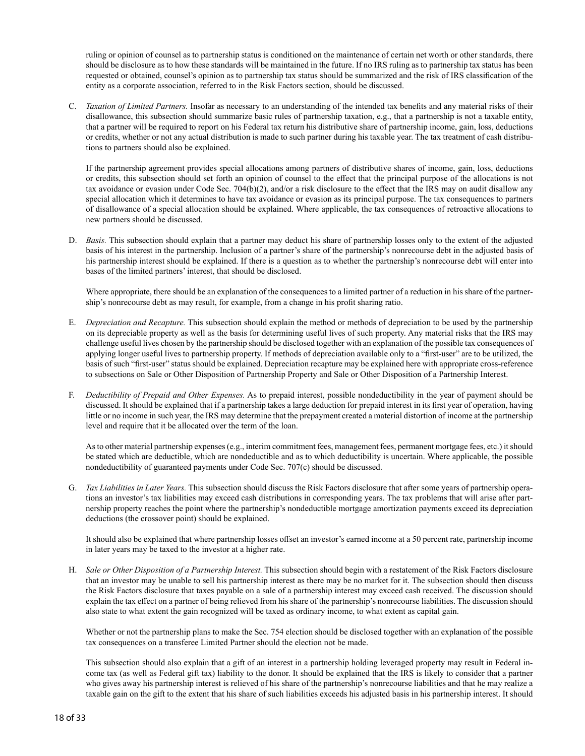ruling or opinion of counsel as to partnership status is conditioned on the maintenance of certain net worth or other standards, there should be disclosure as to how these standards will be maintained in the future. If no IRS ruling as to partnership tax status has been requested or obtained, counsel's opinion as to partnership tax status should be summarized and the risk of IRS classification of the entity as a corporate association, referred to in the Risk Factors section, should be discussed.

C. *Taxation of Limited Partners.* Insofar as necessary to an understanding of the intended tax benefits and any material risks of their disallowance, this subsection should summarize basic rules of partnership taxation, e.g., that a partnership is not a taxable entity, that a partner will be required to report on his Federal tax return his distributive share of partnership income, gain, loss, deductions or credits, whether or not any actual distribution is made to such partner during his taxable year. The tax treatment of cash distributions to partners should also be explained.

   If the partnership agreement provides special allocations among partners of distributive shares of income, gain, loss, deductions or credits, this subsection should set forth an opinion of counsel to the effect that the principal purpose of the allocations is not tax avoidance or evasion under Code Sec. 704(b)(2), and/or a risk disclosure to the effect that the IRS may on audit disallow any special allocation which it determines to have tax avoidance or evasion as its principal purpose. The tax consequences to partners of disallowance of a special allocation should be explained. Where applicable, the tax consequences of retroactive allocations to new partners should be discussed.

D. *Basis.* This subsection should explain that a partner may deduct his share of partnership losses only to the extent of the adjusted basis of his interest in the partnership. Inclusion of a partner's share of the partnership's nonrecourse debt in the adjusted basis of his partnership interest should be explained. If there is a question as to whether the partnership's nonrecourse debt will enter into bases of the limited partners' interest, that should be disclosed.

   Where appropriate, there should be an explanation of the consequences to a limited partner of a reduction in his share of the partnership's nonrecourse debt as may result, for example, from a change in his profit sharing ratio.

E. *Depreciation and Recapture.* This subsection should explain the method or methods of depreciation to be used by the partnership on its depreciable property as well as the basis for determining useful lives of such property. Any material risks that the IRS may challenge useful lives chosen by the partnership should be disclosed together with an explanation of the possible tax consequences of applying longer useful lives to partnership property. If methods of depreciation available only to a "first-user" are to be utilized, the basis of such "first-user" status should be explained. Depreciation recapture may be explained here with appropriate cross-reference to subsections on Sale or Other Disposition of Partnership Property and Sale or Other Disposition of a Partnership Interest.

F. *Deductibility of Prepaid and Other Expenses.* As to prepaid interest, possible nondeductibility in the year of payment should be discussed. It should be explained that if a partnership takes a large deduction for prepaid interest in its first year of operation, having little or no income in such year, the IRS may determine that the prepayment created a material distortion of income at the partnership level and require that it be allocated over the term of the loan.

   As to other material partnership expenses (e.g., interim commitment fees, management fees, permanent mortgage fees, etc.) it should be stated which are deductible, which are nondeductible and as to which deductibility is uncertain. Where applicable, the possible nondeductibility of guaranteed payments under Code Sec. 707(c) should be discussed.

G. *Tax Liabilities in Later Years.* This subsection should discuss the Risk Factors disclosure that after some years of partnership operations an investor's tax liabilities may exceed cash distributions in corresponding years. The tax problems that will arise after partnership property reaches the point where the partnership's nondeductible mortgage amortization payments exceed its depreciation deductions (the crossover point) should be explained.

   It should also be explained that where partnership losses offset an investor's earned income at a 50 percent rate, partnership income in later years may be taxed to the investor at a higher rate.

H. *Sale or Other Disposition of a Partnership Interest.* This subsection should begin with a restatement of the Risk Factors disclosure that an investor may be unable to sell his partnership interest as there may be no market for it. The subsection should then discuss the Risk Factors disclosure that taxes payable on a sale of a partnership interest may exceed cash received. The discussion should explain the tax effect on a partner of being relieved from his share of the partnership's nonrecourse liabilities. The discussion should also state to what extent the gain recognized will be taxed as ordinary income, to what extent as capital gain.

   Whether or not the partnership plans to make the Sec. 754 election should be disclosed together with an explanation of the possible tax consequences on a transferee Limited Partner should the election not be made.

   This subsection should also explain that a gift of an interest in a partnership holding leveraged property may result in Federal income tax (as well as Federal gift tax) liability to the donor. It should be explained that the IRS is likely to consider that a partner who gives away his partnership interest is relieved of his share of the partnership's nonrecourse liabilities and that he may realize a taxable gain on the gift to the extent that his share of such liabilities exceeds his adjusted basis in his partnership interest. It should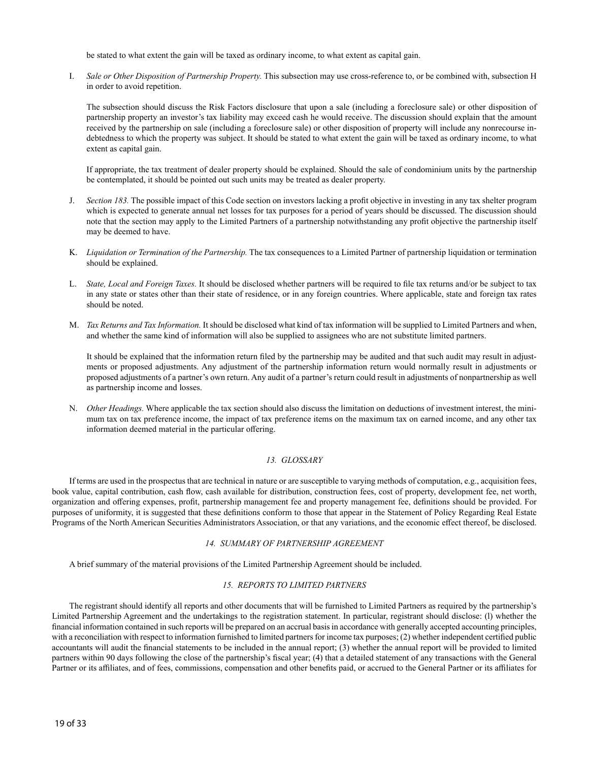be stated to what extent the gain will be taxed as ordinary income, to what extent as capital gain.

I. *Sale or Other Disposition of Partnership Property.* This subsection may use cross-reference to, or be combined with, subsection H in order to avoid repetition.

The subsection should discuss the Risk Factors disclosure that upon a sale (including a foreclosure sale) or other disposition of partnership property an investor's tax liability may exceed cash he would receive. The discussion should explain that the amount received by the partnership on sale (including a foreclosure sale) or other disposition of property will include any nonrecourse indebtedness to which the property was subject. It should be stated to what extent the gain will be taxed as ordinary income, to what extent as capital gain.

If appropriate, the tax treatment of dealer property should be explained. Should the sale of condominium units by the partnership be contemplated, it should be pointed out such units may be treated as dealer property.

J. *Section 183.* The possible impact of this Code section on investors lacking a profit objective in investing in any tax shelter program which is expected to generate annual net losses for tax purposes for a period of years should be discussed. The discussion should note that the section may apply to the Limited Partners of a partnership notwithstanding any profit objective the partnership itself may be deemed to have.

K. *Liquidation or Termination of the Partnership.* The tax consequences to a Limited Partner of partnership liquidation or termination should be explained.

L. *State, Local and Foreign Taxes.* It should be disclosed whether partners will be required to file tax returns and/or be subject to tax in any state or states other than their state of residence, or in any foreign countries. Where applicable, state and foreign tax rates should be noted.

M. *Tax Returns and Tax Information.* It should be disclosed what kind of tax information will be supplied to Limited Partners and when, and whether the same kind of information will also be supplied to assignees who are not substitute limited partners.

It should be explained that the information return filed by the partnership may be audited and that such audit may result in adjustments or proposed adjustments. Any adjustment of the partnership information return would normally result in adjustments or proposed adjustments of a partner's own return. Any audit of a partner's return could result in adjustments of nonpartnership as well as partnership income and losses.

N. *Other Headings.* Where applicable the tax section should also discuss the limitation on deductions of investment interest, the minimum tax on tax preference income, the impact of tax preference items on the maximum tax on earned income, and any other tax information deemed material in the particular offering.

### *13. GLOSSARY*

If terms are used in the prospectus that are technical in nature or are susceptible to varying methods of computation, e.g., acquisition fees, book value, capital contribution, cash flow, cash available for distribution, construction fees, cost of property, development fee, net worth, organization and offering expenses, profit, partnership management fee and property management fee, definitions should be provided. For purposes of uniformity, it is suggested that these definitions conform to those that appear in the Statement of Policy Regarding Real Estate Programs of the North American Securities Administrators Association, or that any variations, and the economic effect thereof, be disclosed.

### *14. SUMMARY OF PARTNERSHIP AGREEMENT*

A brief summary of the material provisions of the Limited Partnership Agreement should be included.

### *15. REPORTS TO LIMITED PARTNERS*

The registrant should identify all reports and other documents that will be furnished to Limited Partners as required by the partnership's Limited Partnership Agreement and the undertakings to the registration statement. In particular, registrant should disclose: (l) whether the financial information contained in such reports will be prepared on an accrual basis in accordance with generally accepted accounting principles, with a reconciliation with respect to information furnished to limited partners for income tax purposes; (2) whether independent certified public accountants will audit the financial statements to be included in the annual report; (3) whether the annual report will be provided to limited partners within 90 days following the close of the partnership's fiscal year; (4) that a detailed statement of any transactions with the General Partner or its affiliates, and of fees, commissions, compensation and other benefits paid, or accrued to the General Partner or its affiliates for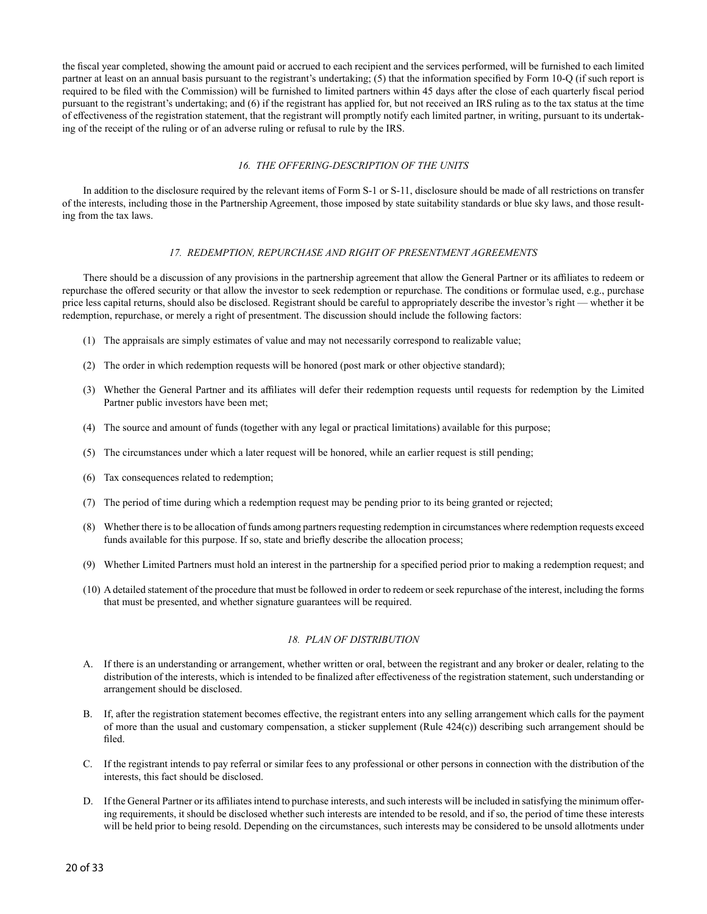the fiscal year completed, showing the amount paid or accrued to each recipient and the services performed, will be furnished to each limited partner at least on an annual basis pursuant to the registrant's undertaking; (5) that the information specified by Form 10-Q (if such report is required to be filed with the Commission) will be furnished to limited partners within 45 days after the close of each quarterly fiscal period pursuant to the registrant's undertaking; and (6) if the registrant has applied for, but not received an IRS ruling as to the tax status at the time of effectiveness of the registration statement, that the registrant will promptly notify each limited partner, in writing, pursuant to its undertaking of the receipt of the ruling or of an adverse ruling or refusal to rule by the IRS.

### *16. THE OFFERING-DESCRIPTION OF THE UNITS*

In addition to the disclosure required by the relevant items of Form S-1 or S-11, disclosure should be made of all restrictions on transfer of the interests, including those in the Partnership Agreement, those imposed by state suitability standards or blue sky laws, and those resulting from the tax laws.

### *17. REDEMPTION, REPURCHASE AND RIGHT OF PRESENTMENT AGREEMENTS*

There should be a discussion of any provisions in the partnership agreement that allow the General Partner or its affiliates to redeem or repurchase the offered security or that allow the investor to seek redemption or repurchase. The conditions or formulae used, e.g., purchase price less capital returns, should also be disclosed. Registrant should be careful to appropriately describe the investor's right — whether it be redemption, repurchase, or merely a right of presentment. The discussion should include the following factors:

(1) The appraisals are simply estimates of value and may not necessarily correspond to realizable value;

(2) The order in which redemption requests will be honored (post mark or other objective standard);

(3) Whether the General Partner and its affiliates will defer their redemption requests until requests for redemption by the Limited Partner public investors have been met;

(4) The source and amount of funds (together with any legal or practical limitations) available for this purpose;

(5) The circumstances under which a later request will be honored, while an earlier request is still pending;

(6) Tax consequences related to redemption;

(7) The period of time during which a redemption request may be pending prior to its being granted or rejected;

(8) Whether there is to be allocation of funds among partners requesting redemption in circumstances where redemption requests exceed funds available for this purpose. If so, state and briefly describe the allocation process;

(9) Whether Limited Partners must hold an interest in the partnership for a specified period prior to making a redemption request; and

(10) A detailed statement of the procedure that must be followed in order to redeem or seek repurchase of the interest, including the forms that must be presented, and whether signature guarantees will be required.

### *18. PLAN OF DISTRIBUTION*

A. If there is an understanding or arrangement, whether written or oral, between the registrant and any broker or dealer, relating to the distribution of the interests, which is intended to be finalized after effectiveness of the registration statement, such understanding or arrangement should be disclosed.

B. If, after the registration statement becomes effective, the registrant enters into any selling arrangement which calls for the payment of more than the usual and customary compensation, a sticker supplement (Rule 424(c)) describing such arrangement should be filed.

C. If the registrant intends to pay referral or similar fees to any professional or other persons in connection with the distribution of the interests, this fact should be disclosed.

D. If the General Partner or its affiliates intend to purchase interests, and such interests will be included in satisfying the minimum offering requirements, it should be disclosed whether such interests are intended to be resold, and if so, the period of time these interests will be held prior to being resold. Depending on the circumstances, such interests may be considered to be unsold allotments under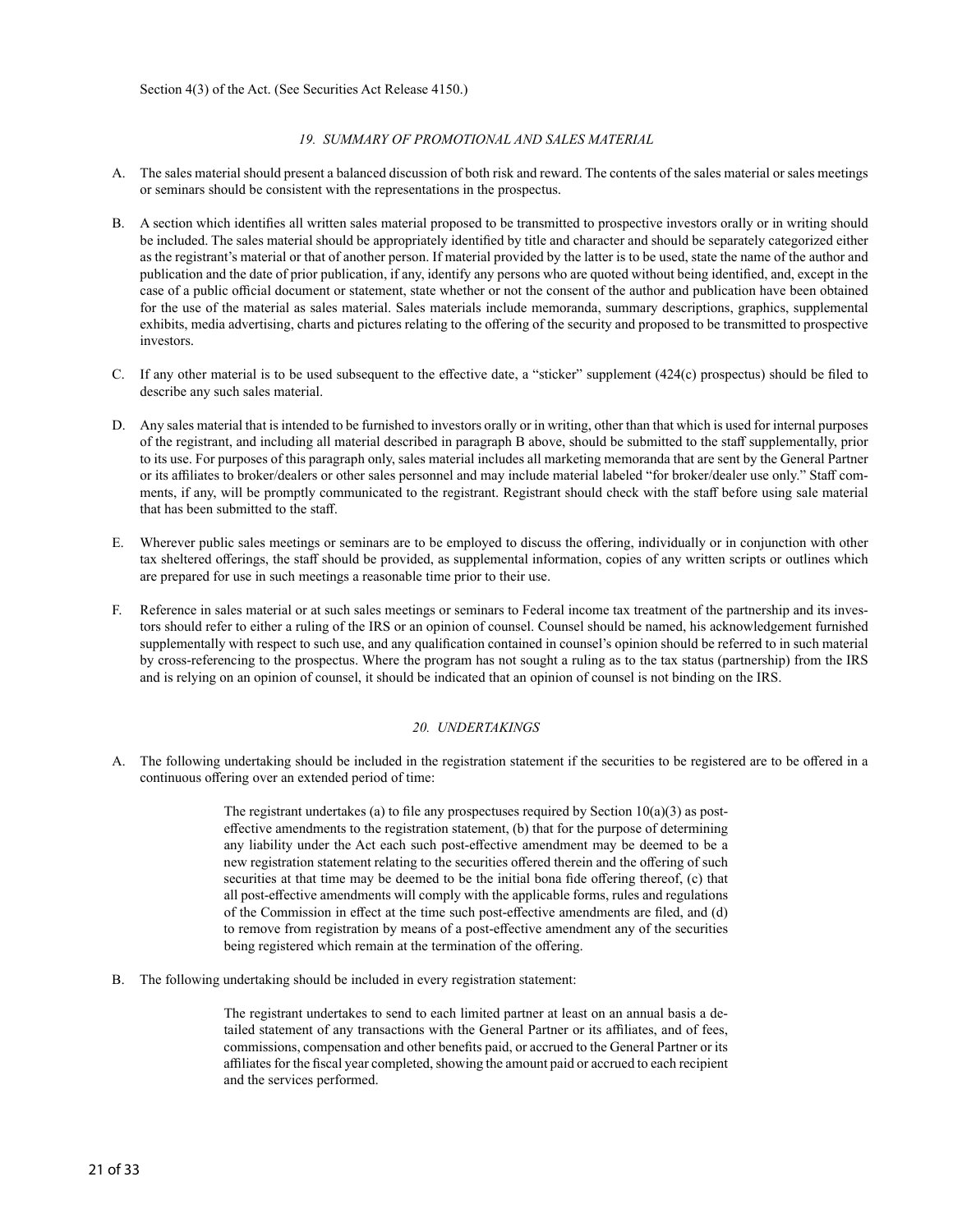Section 4(3) of the Act. (See Securities Act Release 4150.)

### *19. SUMMARY OF PROMOTIONAL AND SALES MATERIAL*

A. The sales material should present a balanced discussion of both risk and reward. The contents of the sales material or sales meetings or seminars should be consistent with the representations in the prospectus.

B. A section which identifies all written sales material proposed to be transmitted to prospective investors orally or in writing should be included. The sales material should be appropriately identified by title and character and should be separately categorized either as the registrant's material or that of another person. If material provided by the latter is to be used, state the name of the author and publication and the date of prior publication, if any, identify any persons who are quoted without being identified, and, except in the case of a public official document or statement, state whether or not the consent of the author and publication have been obtained for the use of the material as sales material. Sales materials include memoranda, summary descriptions, graphics, supplemental exhibits, media advertising, charts and pictures relating to the offering of the security and proposed to be transmitted to prospective investors.

C. If any other material is to be used subsequent to the effective date, a "sticker" supplement (424(c) prospectus) should be filed to describe any such sales material.

D. Any sales material that is intended to be furnished to investors orally or in writing, other than that which is used for internal purposes of the registrant, and including all material described in paragraph B above, should be submitted to the staff supplementally, prior to its use. For purposes of this paragraph only, sales material includes all marketing memoranda that are sent by the General Partner or its affiliates to broker/dealers or other sales personnel and may include material labeled "for broker/dealer use only." Staff comments, if any, will be promptly communicated to the registrant. Registrant should check with the staff before using sale material that has been submitted to the staff.

E. Wherever public sales meetings or seminars are to be employed to discuss the offering, individually or in conjunction with other tax sheltered offerings, the staff should be provided, as supplemental information, copies of any written scripts or outlines which are prepared for use in such meetings a reasonable time prior to their use.

F. Reference in sales material or at such sales meetings or seminars to Federal income tax treatment of the partnership and its investors should refer to either a ruling of the IRS or an opinion of counsel. Counsel should be named, his acknowledgement furnished supplementally with respect to such use, and any qualification contained in counsel's opinion should be referred to in such material by cross-referencing to the prospectus. Where the program has not sought a ruling as to the tax status (partnership) from the IRS and is relying on an opinion of counsel, it should be indicated that an opinion of counsel is not binding on the IRS.

### *20. UNDERTAKINGS*

A. The following undertaking should be included in the registration statement if the securities to be registered are to be offered in a continuous offering over an extended period of time:

> The registrant undertakes (a) to file any prospectuses required by Section 10(a)(3) as post-effective amendments to the registration statement, (b) that for the purpose of determining any liability under the Act each such post-effective amendment may be deemed to be a new registration statement relating to the securities offered therein and the offering of such securities at that time may be deemed to be the initial bona fide offering thereof, (c) that all post-effective amendments will comply with the applicable forms, rules and regulations of the Commission in effect at the time such post-effective amendments are filed, and (d) to remove from registration by means of a post-effective amendment any of the securities being registered which remain at the termination of the offering.

B. The following undertaking should be included in every registration statement:

> The registrant undertakes to send to each limited partner at least on an annual basis a detailed statement of any transactions with the General Partner or its affiliates, and of fees, commissions, compensation and other benefits paid, or accrued to the General Partner or its affiliates for the fiscal year completed, showing the amount paid or accrued to each recipient and the services performed.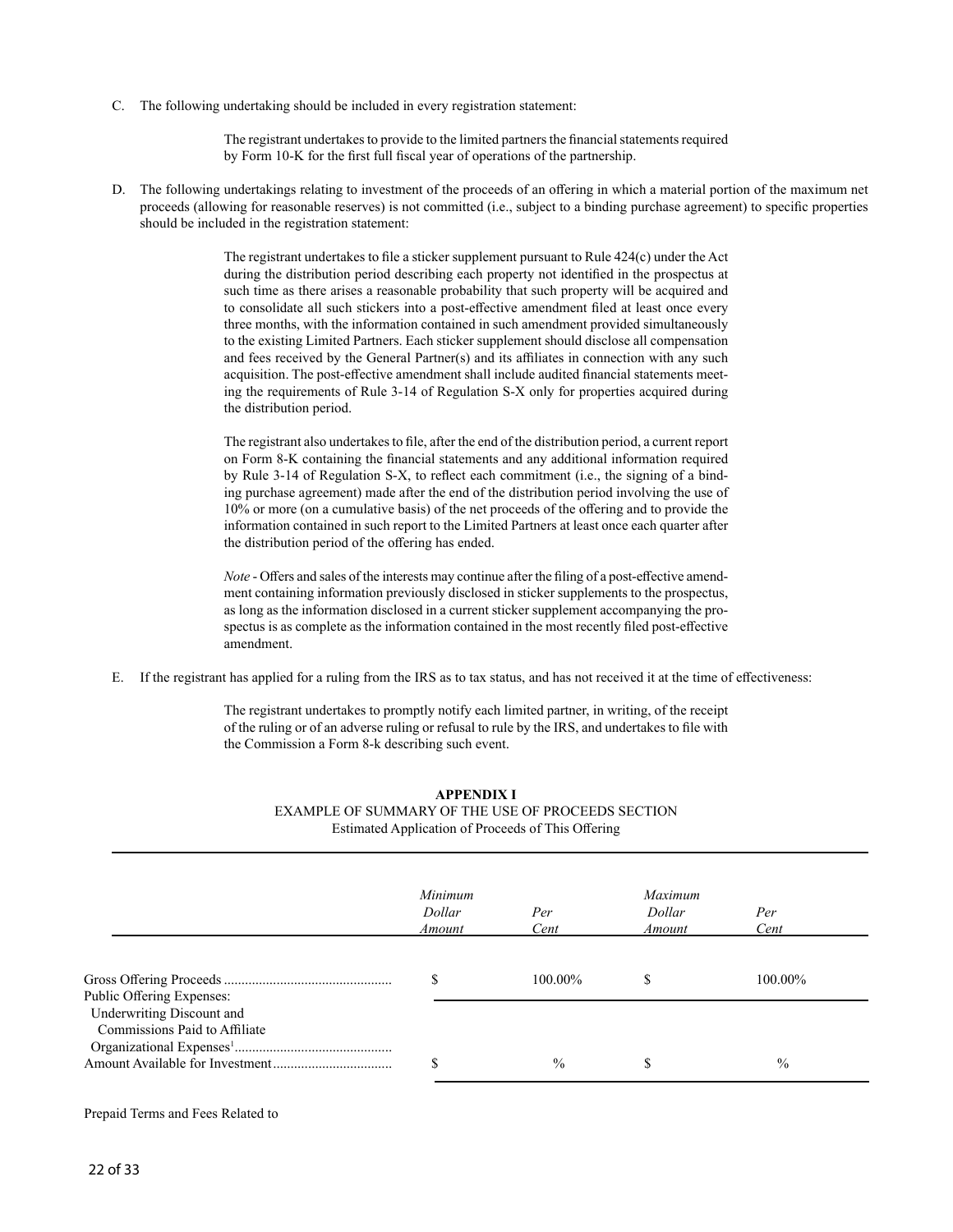C. The following undertaking should be included in every registration statement:

> The registrant undertakes to provide to the limited partners the financial statements required by Form 10-K for the first full fiscal year of operations of the partnership.

D. The following undertakings relating to investment of the proceeds of an offering in which a material portion of the maximum net proceeds (allowing for reasonable reserves) is not committed (i.e., subject to a binding purchase agreement) to specific properties should be included in the registration statement:

> The registrant undertakes to file a sticker supplement pursuant to Rule 424(c) under the Act during the distribution period describing each property not identified in the prospectus at such time as there arises a reasonable probability that such property will be acquired and to consolidate all such stickers into a post-effective amendment filed at least once every three months, with the information contained in such amendment provided simultaneously to the existing Limited Partners. Each sticker supplement should disclose all compensation and fees received by the General Partner(s) and its affiliates in connection with any such acquisition. The post-effective amendment shall include audited financial statements meeting the requirements of Rule 3-14 of Regulation S-X only for properties acquired during the distribution period.
>
> The registrant also undertakes to file, after the end of the distribution period, a current report on Form 8-K containing the financial statements and any additional information required by Rule 3-14 of Regulation S-X, to reflect each commitment (i.e., the signing of a binding purchase agreement) made after the end of the distribution period involving the use of 10% or more (on a cumulative basis) of the net proceeds of the offering and to provide the information contained in such report to the Limited Partners at least once each quarter after the distribution period of the offering has ended.
>
> *Note* - Offers and sales of the interests may continue after the filing of a post-effective amendment containing information previously disclosed in sticker supplements to the prospectus, as long as the information disclosed in a current sticker supplement accompanying the prospectus is as complete as the information contained in the most recently filed post-effective amendment.

E. If the registrant has applied for a ruling from the IRS as to tax status, and has not received it at the time of effectiveness:

> The registrant undertakes to promptly notify each limited partner, in writing, of the receipt of the ruling or of an adverse ruling or refusal to rule by the IRS, and undertakes to file with the Commission a Form 8-k describing such event.

**APPENDIX I**

EXAMPLE OF SUMMARY OF THE USE OF PROCEEDS SECTION

Estimated Application of Proceeds of This Offering

| | *Minimum Dollar Amount* | *Per Cent* | *Maximum Dollar Amount* | *Per Cent* |
|---|---|---|---|---|
| Gross Offering Proceeds | $ | 100.00% | $ | 100.00% |
| Public Offering Expenses: | | | | |
| Underwriting Discount and Commissions Paid to Affiliate | | | | |
| Organizational Expenses[1] | | | | |
| Amount Available for Investment | $ | % | $ | % |

Prepaid Terms and Fees Related to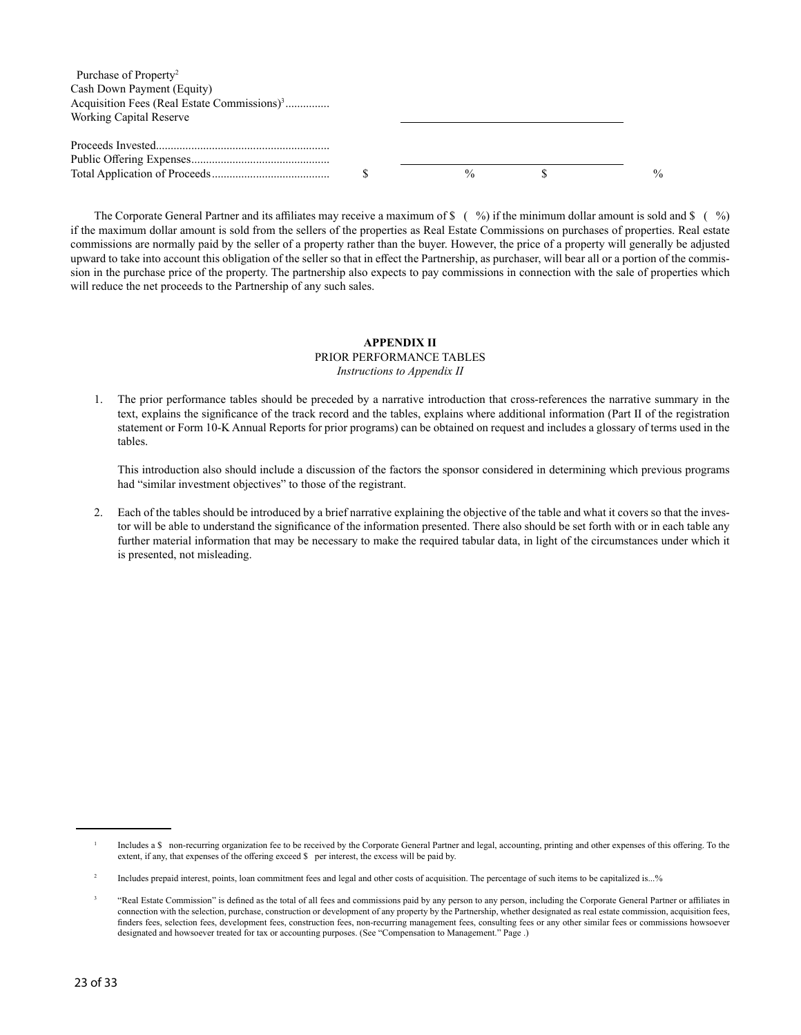| | | | | |
|---|---|---|---|---|
| Purchase of Property[2] | | | | |
| Cash Down Payment (Equity) | | | | |
| Acquisition Fees (Real Estate Commissions)[3].............. | | | | |
| Working Capital Reserve | | | | |
| | | | | |
| Proceeds Invested.......................................................... | | | | |
| Public Offering Expenses.............................................. | | | | |
| Total Application of Proceeds....................................... | $ | % | $ | % |

The Corporate General Partner and its affiliates may receive a maximum of $ ( %) if the minimum dollar amount is sold and $ ( %) if the maximum dollar amount is sold from the sellers of the properties as Real Estate Commissions on purchases of properties. Real estate commissions are normally paid by the seller of a property rather than the buyer. However, the price of a property will generally be adjusted upward to take into account this obligation of the seller so that in effect the Partnership, as purchaser, will bear all or a portion of the commission in the purchase price of the property. The partnership also expects to pay commissions in connection with the sale of properties which will reduce the net proceeds to the Partnership of any such sales.

**APPENDIX II**

PRIOR PERFORMANCE TABLES

*Instructions to Appendix II*

1. The prior performance tables should be preceded by a narrative introduction that cross-references the narrative summary in the text, explains the significance of the track record and the tables, explains where additional information (Part II of the registration statement or Form 10-K Annual Reports for prior programs) can be obtained on request and includes a glossary of terms used in the tables.

   This introduction also should include a discussion of the factors the sponsor considered in determining which previous programs had "similar investment objectives" to those of the registrant.

2. Each of the tables should be introduced by a brief narrative explaining the objective of the table and what it covers so that the investor will be able to understand the significance of the information presented. There also should be set forth with or in each table any further material information that may be necessary to make the required tabular data, in light of the circumstances under which it is presented, not misleading.

---

[1] Includes a $ non-recurring organization fee to be received by the Corporate General Partner and legal, accounting, printing and other expenses of this offering. To the extent, if any, that expenses of the offering exceed $ per interest, the excess will be paid by.

[2] Includes prepaid interest, points, loan commitment fees and legal and other costs of acquisition. The percentage of such items to be capitalized is...%

[3] "Real Estate Commission" is defined as the total of all fees and commissions paid by any person to any person, including the Corporate General Partner or affiliates in connection with the selection, purchase, construction or development of any property by the Partnership, whether designated as real estate commission, acquisition fees, finders fees, selection fees, development fees, construction fees, non-recurring management fees, consulting fees or any other similar fees or commissions howsoever designated and howsoever treated for tax or accounting purposes. (See "Compensation to Management." Page .)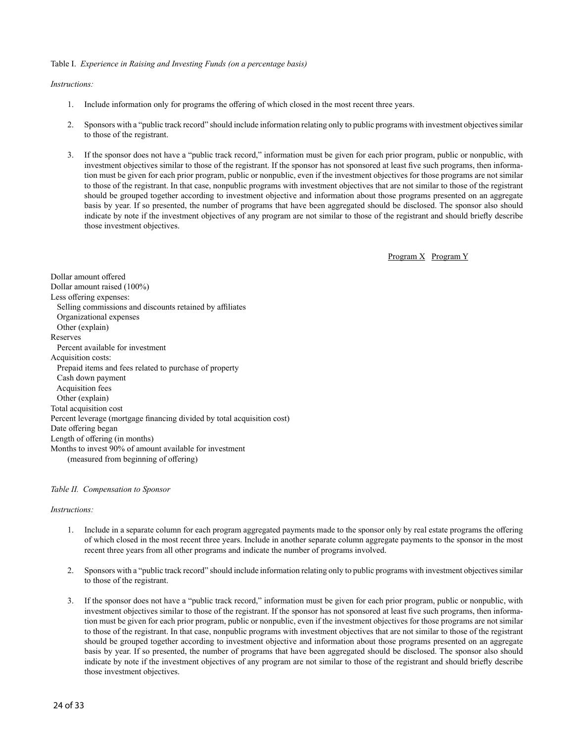Table I. *Experience in Raising and Investing Funds (on a percentage basis)*

*Instructions:*

1. Include information only for programs the offering of which closed in the most recent three years.

2. Sponsors with a "public track record" should include information relating only to public programs with investment objectives similar to those of the registrant.

3. If the sponsor does not have a "public track record," information must be given for each prior program, public or nonpublic, with investment objectives similar to those of the registrant. If the sponsor has not sponsored at least five such programs, then information must be given for each prior program, public or nonpublic, even if the investment objectives for those programs are not similar to those of the registrant. In that case, nonpublic programs with investment objectives that are not similar to those of the registrant should be grouped together according to investment objective and information about those programs presented on an aggregate basis by year. If so presented, the number of programs that have been aggregated should be disclosed. The sponsor also should indicate by note if the investment objectives of any program are not similar to those of the registrant and should briefly describe those investment objectives.

| | Program X | Program Y |
|---|---|---|
| Dollar amount offered | | |
| Dollar amount raised (100%) | | |
| Less offering expenses: | | |
| Selling commissions and discounts retained by affiliates | | |
| Organizational expenses | | |
| Other (explain) | | |
| Reserves | | |
| Percent available for investment | | |
| Acquisition costs: | | |
| Prepaid items and fees related to purchase of property | | |
| Cash down payment | | |
| Acquisition fees | | |
| Other (explain) | | |
| Total acquisition cost | | |
| Percent leverage (mortgage financing divided by total acquisition cost) | | |
| Date offering began | | |
| Length of offering (in months) | | |
| Months to invest 90% of amount available for investment (measured from beginning of offering) | | |

*Table II. Compensation to Sponsor*

*Instructions:*

1. Include in a separate column for each program aggregated payments made to the sponsor only by real estate programs the offering of which closed in the most recent three years. Include in another separate column aggregate payments to the sponsor in the most recent three years from all other programs and indicate the number of programs involved.

2. Sponsors with a "public track record" should include information relating only to public programs with investment objectives similar to those of the registrant.

3. If the sponsor does not have a "public track record," information must be given for each prior program, public or nonpublic, with investment objectives similar to those of the registrant. If the sponsor has not sponsored at least five such programs, then information must be given for each prior program, public or nonpublic, even if the investment objectives for those programs are not similar to those of the registrant. In that case, nonpublic programs with investment objectives that are not similar to those of the registrant should be grouped together according to investment objective and information about those programs presented on an aggregate basis by year. If so presented, the number of programs that have been aggregated should be disclosed. The sponsor also should indicate by note if the investment objectives of any program are not similar to those of the registrant and should briefly describe those investment objectives.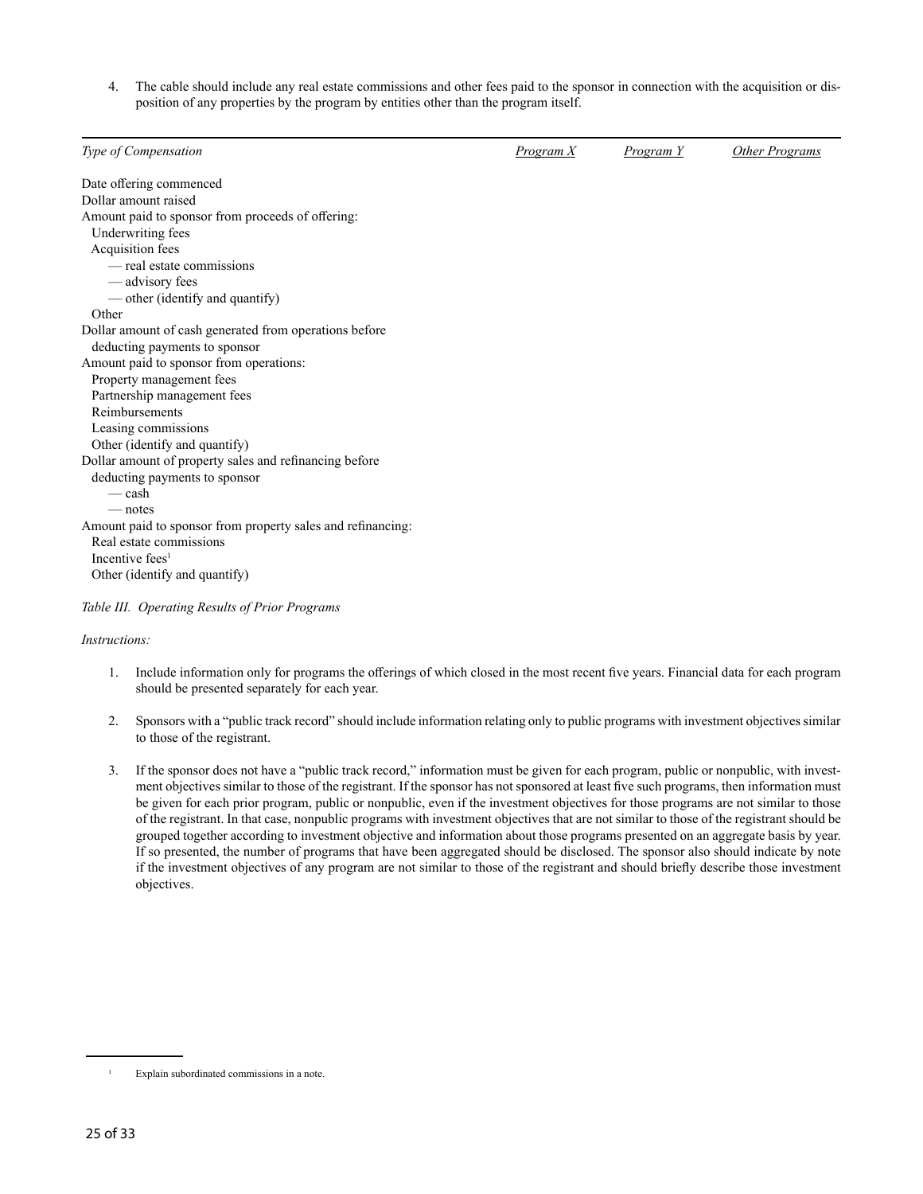4. The cable should include any real estate commissions and other fees paid to the sponsor in connection with the acquisition or disposition of any properties by the program by entities other than the program itself.

| *Type of Compensation* | *Program X* | *Program Y* | *Other Programs* |
|---|---|---|---|
| Date offering commenced | | | |
| Dollar amount raised | | | |
| Amount paid to sponsor from proceeds of offering: | | | |
| Underwriting fees | | | |
| Acquisition fees | | | |
| — real estate commissions | | | |
| — advisory fees | | | |
| — other (identify and quantify) | | | |
| Other | | | |
| Dollar amount of cash generated from operations before deducting payments to sponsor | | | |
| Amount paid to sponsor from operations: | | | |
| Property management fees | | | |
| Partnership management fees | | | |
| Reimbursements | | | |
| Leasing commissions | | | |
| Other (identify and quantify) | | | |
| Dollar amount of property sales and refinancing before deducting payments to sponsor | | | |
| — cash | | | |
| — notes | | | |
| Amount paid to sponsor from property sales and refinancing: | | | |
| Real estate commissions | | | |
| Incentive fees[1] | | | |
| Other (identify and quantify) | | | |

*Table III. Operating Results of Prior Programs*

*Instructions:*

1. Include information only for programs the offerings of which closed in the most recent five years. Financial data for each program should be presented separately for each year.

2. Sponsors with a "public track record" should include information relating only to public programs with investment objectives similar to those of the registrant.

3. If the sponsor does not have a "public track record," information must be given for each program, public or nonpublic, with investment objectives similar to those of the registrant. If the sponsor has not sponsored at least five such programs, then information must be given for each prior program, public or nonpublic, even if the investment objectives for those programs are not similar to those of the registrant. In that case, nonpublic programs with investment objectives that are not similar to those of the registrant should be grouped together according to investment objective and information about those programs presented on an aggregate basis by year. If so presented, the number of programs that have been aggregated should be disclosed. The sponsor also should indicate by note if the investment objectives of any program are not similar to those of the registrant and should briefly describe those investment objectives.

[1] Explain subordinated commissions in a note.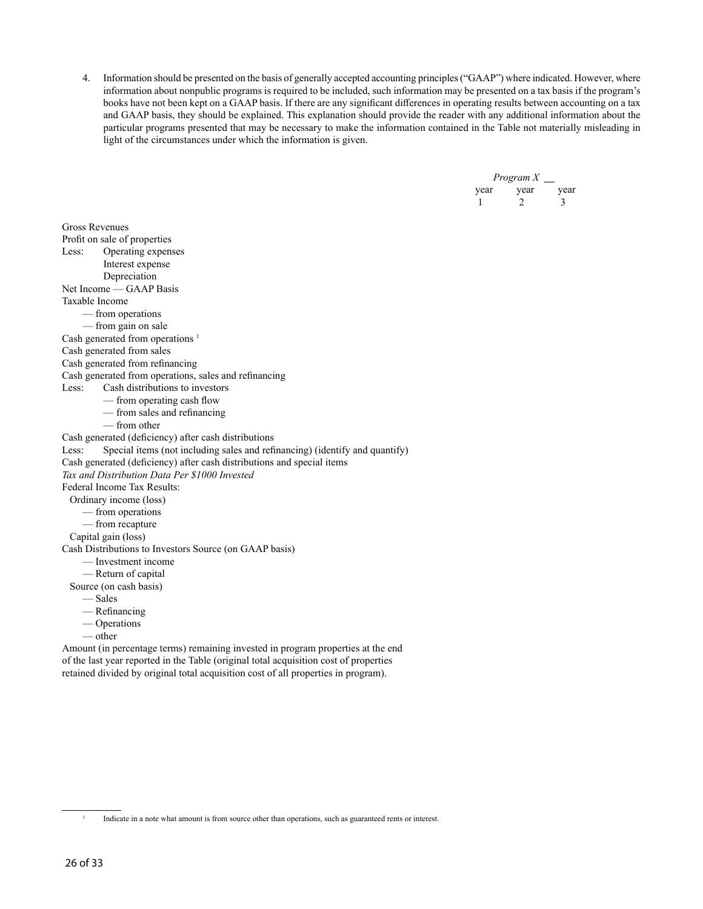4. Information should be presented on the basis of generally accepted accounting principles ("GAAP") where indicated. However, where information about nonpublic programs is required to be included, such information may be presented on a tax basis if the program's books have not been kept on a GAAP basis. If there are any significant differences in operating results between accounting on a tax and GAAP basis, they should be explained. This explanation should provide the reader with any additional information about the particular programs presented that may be necessary to make the information contained in the Table not materially misleading in light of the circumstances under which the information is given.

| | *Program X* __ | | |
|---|---|---|---|
| | year 1 | year 2 | year 3 |
| Gross Revenues | | | |
| Profit on sale of properties | | | |
| Less: Operating expenses | | | |
| Interest expense | | | |
| Depreciation | | | |
| Net Income — GAAP Basis | | | |
| Taxable Income | | | |
| — from operations | | | |
| — from gain on sale | | | |
| Cash generated from operations [1] | | | |
| Cash generated from sales | | | |
| Cash generated from refinancing | | | |
| Cash generated from operations, sales and refinancing | | | |
| Less: Cash distributions to investors | | | |
| — from operating cash flow | | | |
| — from sales and refinancing | | | |
| — from other | | | |
| Cash generated (deficiency) after cash distributions | | | |
| Less: Special items (not including sales and refinancing) (identify and quantify) | | | |
| Cash generated (deficiency) after cash distributions and special items | | | |
| *Tax and Distribution Data Per $1000 Invested* | | | |
| Federal Income Tax Results: | | | |
| Ordinary income (loss) | | | |
| — from operations | | | |
| — from recapture | | | |
| Capital gain (loss) | | | |
| Cash Distributions to Investors Source (on GAAP basis) | | | |
| — Investment income | | | |
| — Return of capital | | | |
| Source (on cash basis) | | | |
| — Sales | | | |
| — Refinancing | | | |
| — Operations | | | |
| — other | | | |
| Amount (in percentage terms) remaining invested in program properties at the end of the last year reported in the Table (original total acquisition cost of properties retained divided by original total acquisition cost of all properties in program). | | | |

[1] Indicate in a note what amount is from source other than operations, such as guaranteed rents or interest.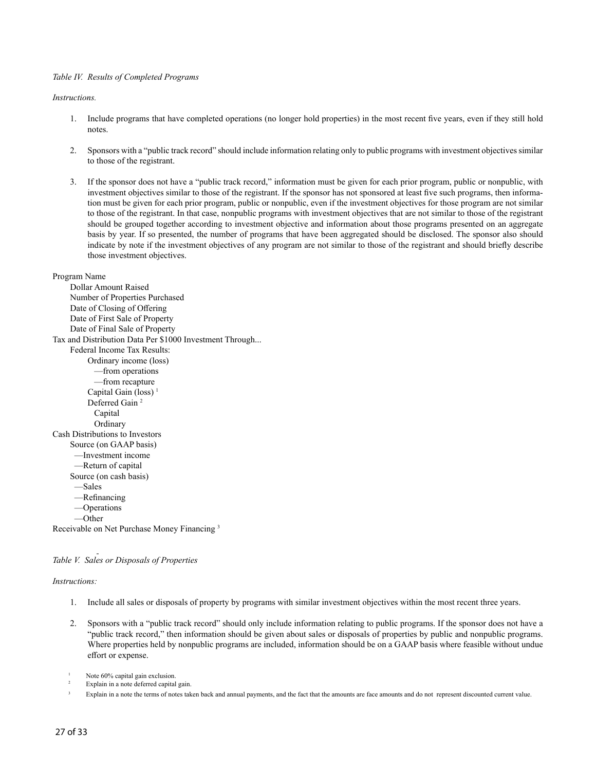*Table IV. Results of Completed Programs*

*Instructions.*

1. Include programs that have completed operations (no longer hold properties) in the most recent five years, even if they still hold notes.

2. Sponsors with a "public track record" should include information relating only to public programs with investment objectives similar to those of the registrant.

3. If the sponsor does not have a "public track record," information must be given for each prior program, public or nonpublic, with investment objectives similar to those of the registrant. If the sponsor has not sponsored at least five such programs, then information must be given for each prior program, public or nonpublic, even if the investment objectives for those program are not similar to those of the registrant. In that case, nonpublic programs with investment objectives that are not similar to those of the registrant should be grouped together according to investment objective and information about those programs presented on an aggregate basis by year. If so presented, the number of programs that have been aggregated should be disclosed. The sponsor also should indicate by note if the investment objectives of any program are not similar to those of the registrant and should briefly describe those investment objectives.

Program Name
- Dollar Amount Raised
- Number of Properties Purchased
- Date of Closing of Offering
- Date of First Sale of Property
- Date of Final Sale of Property

Tax and Distribution Data Per $1000 Investment Through...
- Federal Income Tax Results:
  - Ordinary income (loss)
    - —from operations
    - —from recapture
  - Capital Gain (loss) [1]
  - Deferred Gain [2]
    - Capital
    - Ordinary

Cash Distributions to Investors
- Source (on GAAP basis)
  - —Investment income
  - —Return of capital
- Source (on cash basis)
  - —Sales
  - —Refinancing
  - —Operations
  - —Other

Receivable on Net Purchase Money Financing [3]

*Table V. Sales or Disposals of Properties*

*Instructions:*

1. Include all sales or disposals of property by programs with similar investment objectives within the most recent three years.

2. Sponsors with a "public track record" should only include information relating to public programs. If the sponsor does not have a "public track record," then information should be given about sales or disposals of properties by public and nonpublic programs. Where properties held by nonpublic programs are included, information should be on a GAAP basis where feasible without undue effort or expense.

[1] Note 60% capital gain exclusion.

[2] Explain in a note deferred capital gain.

[3] Explain in a note the terms of notes taken back and annual payments, and the fact that the amounts are face amounts and do not represent discounted current value.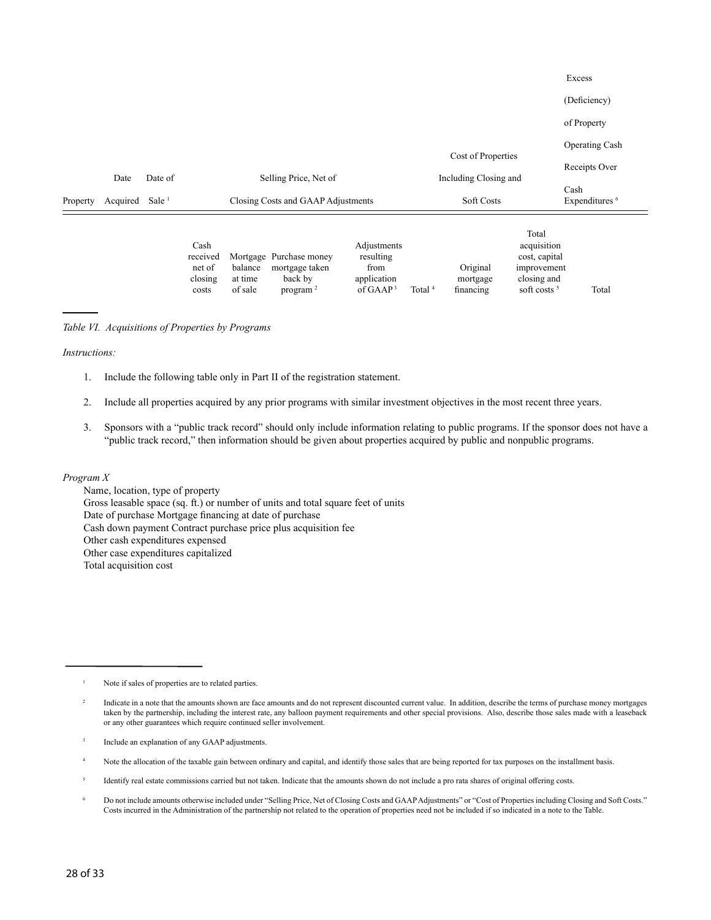| Property | Date Acquired | Date of Sale [1] | Selling Price, Net of Closing Costs and GAAP Adjustments | | | | | Cost of Properties Including Closing and Soft Costs | | | Excess (Deficiency) of Property Operating Cash Receipts Over Cash Expenditures [6] |
|---|---|---|---|---|---|---|---|---|---|---|---|
| | | | Cash received net of closing costs | Mortgage balance at time of sale | Purchase money mortgage taken back by program [2] | Adjustments resulting from application of GAAP [3] | Total [4] | Original mortgage financing | Total acquisition cost, capital improvement closing and soft costs [5] | Total | |

*Table VI. Acquisitions of Properties by Programs*

*Instructions:*

1. Include the following table only in Part II of the registration statement.
2. Include all properties acquired by any prior programs with similar investment objectives in the most recent three years.
3. Sponsors with a "public track record" should only include information relating to public programs. If the sponsor does not have a "public track record," then information should be given about properties acquired by public and nonpublic programs.

*Program X*

Name, location, type of property
Gross leasable space (sq. ft.) or number of units and total square feet of units
Date of purchase Mortgage financing at date of purchase
Cash down payment Contract purchase price plus acquisition fee
Other cash expenditures expensed
Other case expenditures capitalized
Total acquisition cost

---

[1] Note if sales of properties are to related parties.

[2] Indicate in a note that the amounts shown are face amounts and do not represent discounted current value. In addition, describe the terms of purchase money mortgages taken by the partnership, including the interest rate, any balloon payment requirements and other special provisions. Also, describe those sales made with a leaseback or any other guarantees which require continued seller involvement.

[3] Include an explanation of any GAAP adjustments.

[4] Note the allocation of the taxable gain between ordinary and capital, and identify those sales that are being reported for tax purposes on the installment basis.

[5] Identify real estate commissions carried but not taken. Indicate that the amounts shown do not include a pro rata shares of original offering costs.

[6] Do not include amounts otherwise included under "Selling Price, Net of Closing Costs and GAAP Adjustments" or "Cost of Properties including Closing and Soft Costs." Costs incurred in the Administration of the partnership not related to the operation of properties need not be included if so indicated in a note to the Table.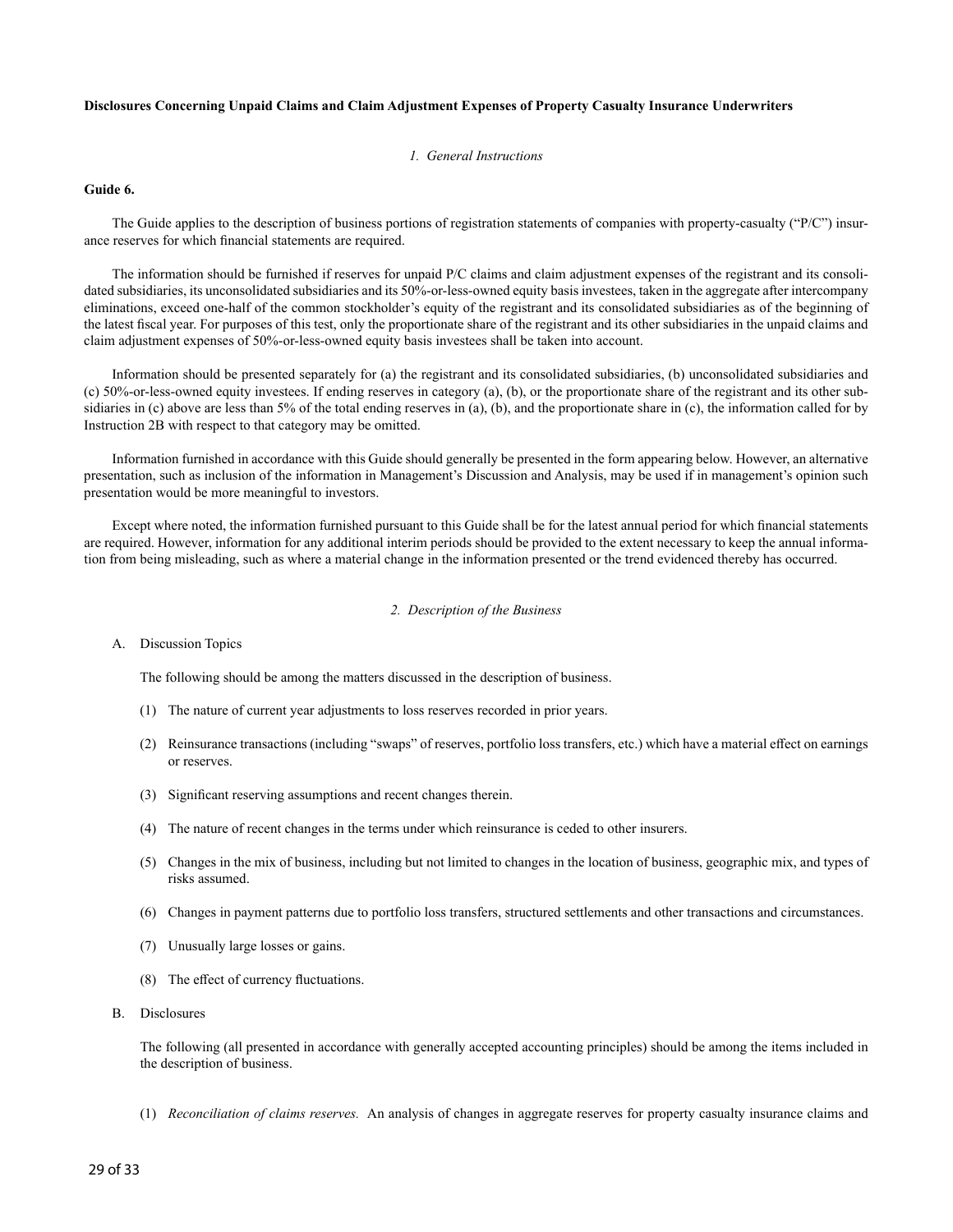**Disclosures Concerning Unpaid Claims and Claim Adjustment Expenses of Property Casualty Insurance Underwriters**

*1. General Instructions*

**Guide 6.**

The Guide applies to the description of business portions of registration statements of companies with property-casualty ("P/C") insurance reserves for which financial statements are required.

The information should be furnished if reserves for unpaid P/C claims and claim adjustment expenses of the registrant and its consolidated subsidiaries, its unconsolidated subsidiaries and its 50%-or-less-owned equity basis investees, taken in the aggregate after intercompany eliminations, exceed one-half of the common stockholder's equity of the registrant and its consolidated subsidiaries as of the beginning of the latest fiscal year. For purposes of this test, only the proportionate share of the registrant and its other subsidiaries in the unpaid claims and claim adjustment expenses of 50%-or-less-owned equity basis investees shall be taken into account.

Information should be presented separately for (a) the registrant and its consolidated subsidiaries, (b) unconsolidated subsidiaries and (c) 50%-or-less-owned equity investees. If ending reserves in category (a), (b), or the proportionate share of the registrant and its other subsidiaries in (c) above are less than 5% of the total ending reserves in (a), (b), and the proportionate share in (c), the information called for by Instruction 2B with respect to that category may be omitted.

Information furnished in accordance with this Guide should generally be presented in the form appearing below. However, an alternative presentation, such as inclusion of the information in Management's Discussion and Analysis, may be used if in management's opinion such presentation would be more meaningful to investors.

Except where noted, the information furnished pursuant to this Guide shall be for the latest annual period for which financial statements are required. However, information for any additional interim periods should be provided to the extent necessary to keep the annual information from being misleading, such as where a material change in the information presented or the trend evidenced thereby has occurred.

*2. Description of the Business*

A. Discussion Topics

The following should be among the matters discussed in the description of business.

(1) The nature of current year adjustments to loss reserves recorded in prior years.

(2) Reinsurance transactions (including "swaps" of reserves, portfolio loss transfers, etc.) which have a material effect on earnings or reserves.

(3) Significant reserving assumptions and recent changes therein.

(4) The nature of recent changes in the terms under which reinsurance is ceded to other insurers.

(5) Changes in the mix of business, including but not limited to changes in the location of business, geographic mix, and types of risks assumed.

(6) Changes in payment patterns due to portfolio loss transfers, structured settlements and other transactions and circumstances.

(7) Unusually large losses or gains.

(8) The effect of currency fluctuations.

B. Disclosures

The following (all presented in accordance with generally accepted accounting principles) should be among the items included in the description of business.

(1) *Reconciliation of claims reserves.* An analysis of changes in aggregate reserves for property casualty insurance claims and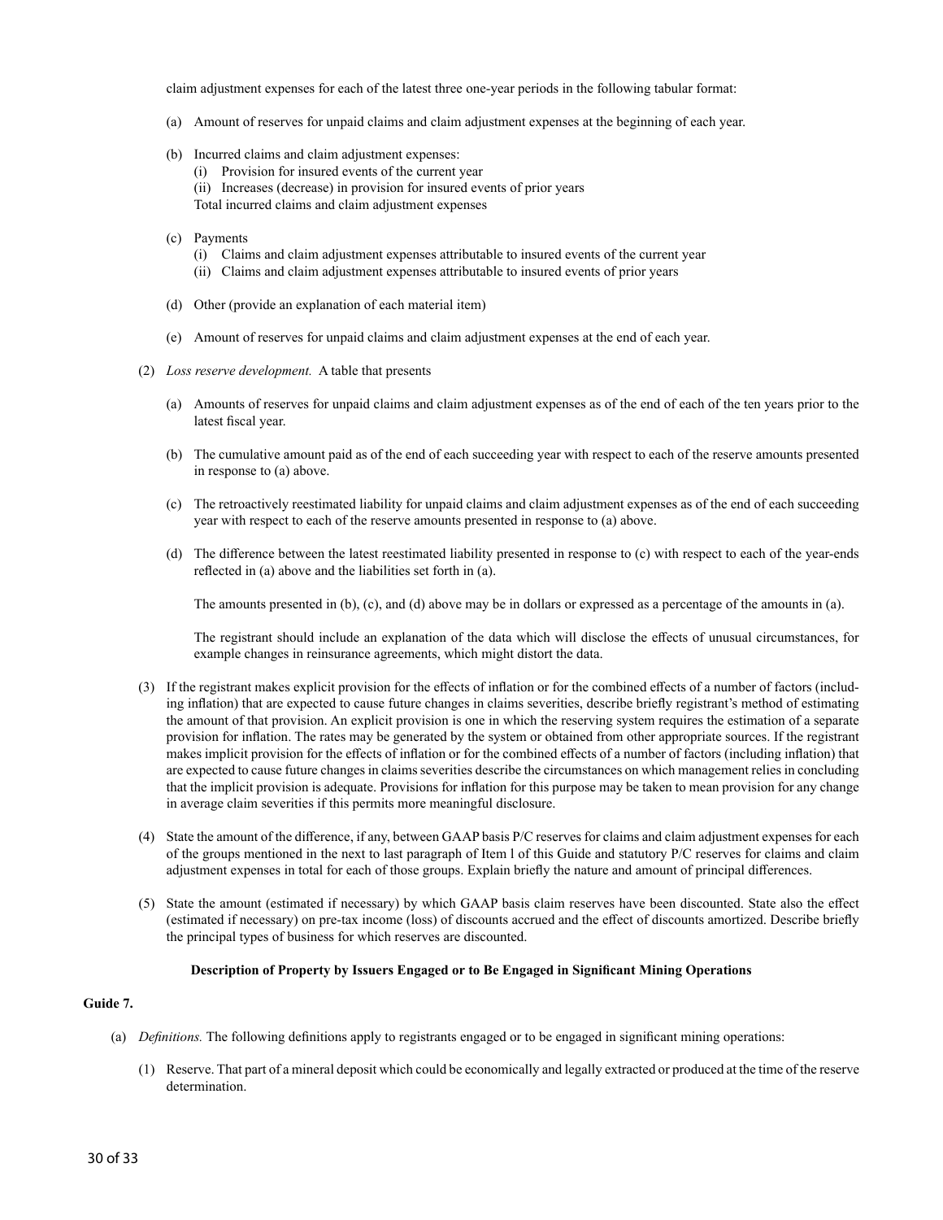claim adjustment expenses for each of the latest three one-year periods in the following tabular format:

(a) Amount of reserves for unpaid claims and claim adjustment expenses at the beginning of each year.

(b) Incurred claims and claim adjustment expenses:
   (i) Provision for insured events of the current year
   (ii) Increases (decrease) in provision for insured events of prior years
   Total incurred claims and claim adjustment expenses

(c) Payments
   (i) Claims and claim adjustment expenses attributable to insured events of the current year
   (ii) Claims and claim adjustment expenses attributable to insured events of prior years

(d) Other (provide an explanation of each material item)

(e) Amount of reserves for unpaid claims and claim adjustment expenses at the end of each year.

(2) *Loss reserve development.* A table that presents

(a) Amounts of reserves for unpaid claims and claim adjustment expenses as of the end of each of the ten years prior to the latest fiscal year.

(b) The cumulative amount paid as of the end of each succeeding year with respect to each of the reserve amounts presented in response to (a) above.

(c) The retroactively reestimated liability for unpaid claims and claim adjustment expenses as of the end of each succeeding year with respect to each of the reserve amounts presented in response to (a) above.

(d) The difference between the latest reestimated liability presented in response to (c) with respect to each of the year-ends reflected in (a) above and the liabilities set forth in (a).

The amounts presented in (b), (c), and (d) above may be in dollars or expressed as a percentage of the amounts in (a).

The registrant should include an explanation of the data which will disclose the effects of unusual circumstances, for example changes in reinsurance agreements, which might distort the data.

(3) If the registrant makes explicit provision for the effects of inflation or for the combined effects of a number of factors (including inflation) that are expected to cause future changes in claims severities, describe briefly registrant's method of estimating the amount of that provision. An explicit provision is one in which the reserving system requires the estimation of a separate provision for inflation. The rates may be generated by the system or obtained from other appropriate sources. If the registrant makes implicit provision for the effects of inflation or for the combined effects of a number of factors (including inflation) that are expected to cause future changes in claims severities describe the circumstances on which management relies in concluding that the implicit provision is adequate. Provisions for inflation for this purpose may be taken to mean provision for any change in average claim severities if this permits more meaningful disclosure.

(4) State the amount of the difference, if any, between GAAP basis P/C reserves for claims and claim adjustment expenses for each of the groups mentioned in the next to last paragraph of Item l of this Guide and statutory P/C reserves for claims and claim adjustment expenses in total for each of those groups. Explain briefly the nature and amount of principal differences.

(5) State the amount (estimated if necessary) by which GAAP basis claim reserves have been discounted. State also the effect (estimated if necessary) on pre-tax income (loss) of discounts accrued and the effect of discounts amortized. Describe briefly the principal types of business for which reserves are discounted.

**Description of Property by Issuers Engaged or to Be Engaged in Significant Mining Operations**

**Guide 7.**

(a) *Definitions.* The following definitions apply to registrants engaged or to be engaged in significant mining operations:

(1) Reserve. That part of a mineral deposit which could be economically and legally extracted or produced at the time of the reserve determination.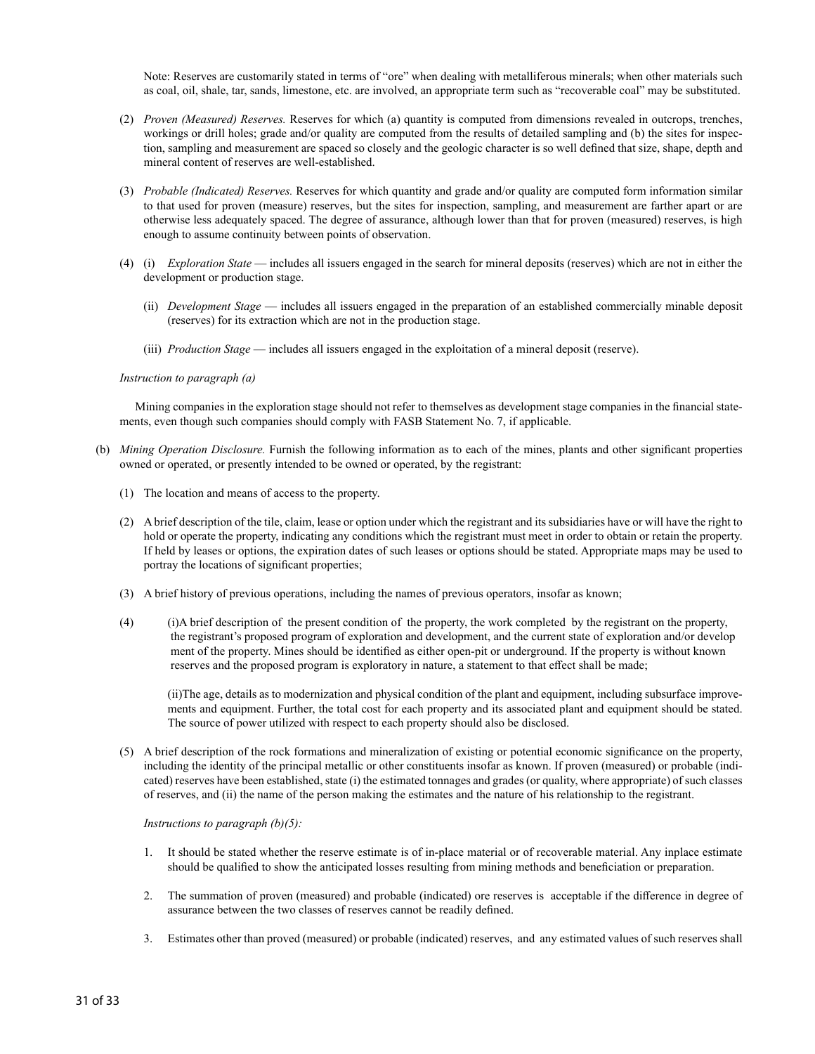Note: Reserves are customarily stated in terms of "ore" when dealing with metalliferous minerals; when other materials such as coal, oil, shale, tar, sands, limestone, etc. are involved, an appropriate term such as "recoverable coal" may be substituted.

(2) *Proven (Measured) Reserves.* Reserves for which (a) quantity is computed from dimensions revealed in outcrops, trenches, workings or drill holes; grade and/or quality are computed from the results of detailed sampling and (b) the sites for inspection, sampling and measurement are spaced so closely and the geologic character is so well defined that size, shape, depth and mineral content of reserves are well-established.

(3) *Probable (Indicated) Reserves.* Reserves for which quantity and grade and/or quality are computed form information similar to that used for proven (measure) reserves, but the sites for inspection, sampling, and measurement are farther apart or are otherwise less adequately spaced. The degree of assurance, although lower than that for proven (measured) reserves, is high enough to assume continuity between points of observation.

(4) (i) *Exploration State* — includes all issuers engaged in the search for mineral deposits (reserves) which are not in either the development or production stage.

(ii) *Development Stage* — includes all issuers engaged in the preparation of an established commercially minable deposit (reserves) for its extraction which are not in the production stage.

(iii) *Production Stage* — includes all issuers engaged in the exploitation of a mineral deposit (reserve).

*Instruction to paragraph (a)*

Mining companies in the exploration stage should not refer to themselves as development stage companies in the financial statements, even though such companies should comply with FASB Statement No. 7, if applicable.

(b) *Mining Operation Disclosure.* Furnish the following information as to each of the mines, plants and other significant properties owned or operated, or presently intended to be owned or operated, by the registrant:

(1) The location and means of access to the property.

(2) A brief description of the tile, claim, lease or option under which the registrant and its subsidiaries have or will have the right to hold or operate the property, indicating any conditions which the registrant must meet in order to obtain or retain the property. If held by leases or options, the expiration dates of such leases or options should be stated. Appropriate maps may be used to portray the locations of significant properties;

(3) A brief history of previous operations, including the names of previous operators, insofar as known;

(4) (i)A brief description of the present condition of the property, the work completed by the registrant on the property, the registrant's proposed program of exploration and development, and the current state of exploration and/or development of the property. Mines should be identified as either open-pit or underground. If the property is without known reserves and the proposed program is exploratory in nature, a statement to that effect shall be made;

(ii)The age, details as to modernization and physical condition of the plant and equipment, including subsurface improvements and equipment. Further, the total cost for each property and its associated plant and equipment should be stated. The source of power utilized with respect to each property should also be disclosed.

(5) A brief description of the rock formations and mineralization of existing or potential economic significance on the property, including the identity of the principal metallic or other constituents insofar as known. If proven (measured) or probable (indicated) reserves have been established, state (i) the estimated tonnages and grades (or quality, where appropriate) of such classes of reserves, and (ii) the name of the person making the estimates and the nature of his relationship to the registrant.

*Instructions to paragraph (b)(5):*

1. It should be stated whether the reserve estimate is of in-place material or of recoverable material. Any inplace estimate should be qualified to show the anticipated losses resulting from mining methods and beneficiation or preparation.

2. The summation of proven (measured) and probable (indicated) ore reserves is acceptable if the difference in degree of assurance between the two classes of reserves cannot be readily defined.

3. Estimates other than proved (measured) or probable (indicated) reserves, and any estimated values of such reserves shall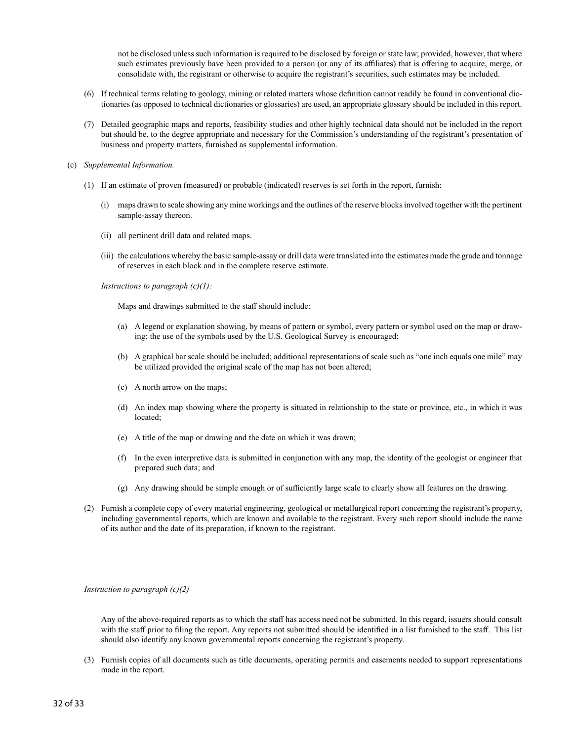not be disclosed unless such information is required to be disclosed by foreign or state law; provided, however, that where such estimates previously have been provided to a person (or any of its affiliates) that is offering to acquire, merge, or consolidate with, the registrant or otherwise to acquire the registrant's securities, such estimates may be included.

(6) If technical terms relating to geology, mining or related matters whose definition cannot readily be found in conventional dictionaries (as opposed to technical dictionaries or glossaries) are used, an appropriate glossary should be included in this report.

(7) Detailed geographic maps and reports, feasibility studies and other highly technical data should not be included in the report but should be, to the degree appropriate and necessary for the Commission's understanding of the registrant's presentation of business and property matters, furnished as supplemental information.

(c) *Supplemental Information.*

(1) If an estimate of proven (measured) or probable (indicated) reserves is set forth in the report, furnish:

(i) maps drawn to scale showing any mine workings and the outlines of the reserve blocks involved together with the pertinent sample-assay thereon.

(ii) all pertinent drill data and related maps.

(iii) the calculations whereby the basic sample-assay or drill data were translated into the estimates made the grade and tonnage of reserves in each block and in the complete reserve estimate.

*Instructions to paragraph (c)(1):*

Maps and drawings submitted to the staff should include:

(a) A legend or explanation showing, by means of pattern or symbol, every pattern or symbol used on the map or drawing; the use of the symbols used by the U.S. Geological Survey is encouraged;

(b) A graphical bar scale should be included; additional representations of scale such as "one inch equals one mile" may be utilized provided the original scale of the map has not been altered;

(c) A north arrow on the maps;

(d) An index map showing where the property is situated in relationship to the state or province, etc., in which it was located;

(e) A title of the map or drawing and the date on which it was drawn;

(f) In the even interpretive data is submitted in conjunction with any map, the identity of the geologist or engineer that prepared such data; and

(g) Any drawing should be simple enough or of sufficiently large scale to clearly show all features on the drawing.

(2) Furnish a complete copy of every material engineering, geological or metallurgical report concerning the registrant's property, including governmental reports, which are known and available to the registrant. Every such report should include the name of its author and the date of its preparation, if known to the registrant.

*Instruction to paragraph (c)(2)*

Any of the above-required reports as to which the staff has access need not be submitted. In this regard, issuers should consult with the staff prior to filing the report. Any reports not submitted should be identified in a list furnished to the staff. This list should also identify any known governmental reports concerning the registrant's property.

(3) Furnish copies of all documents such as title documents, operating permits and easements needed to support representations made in the report.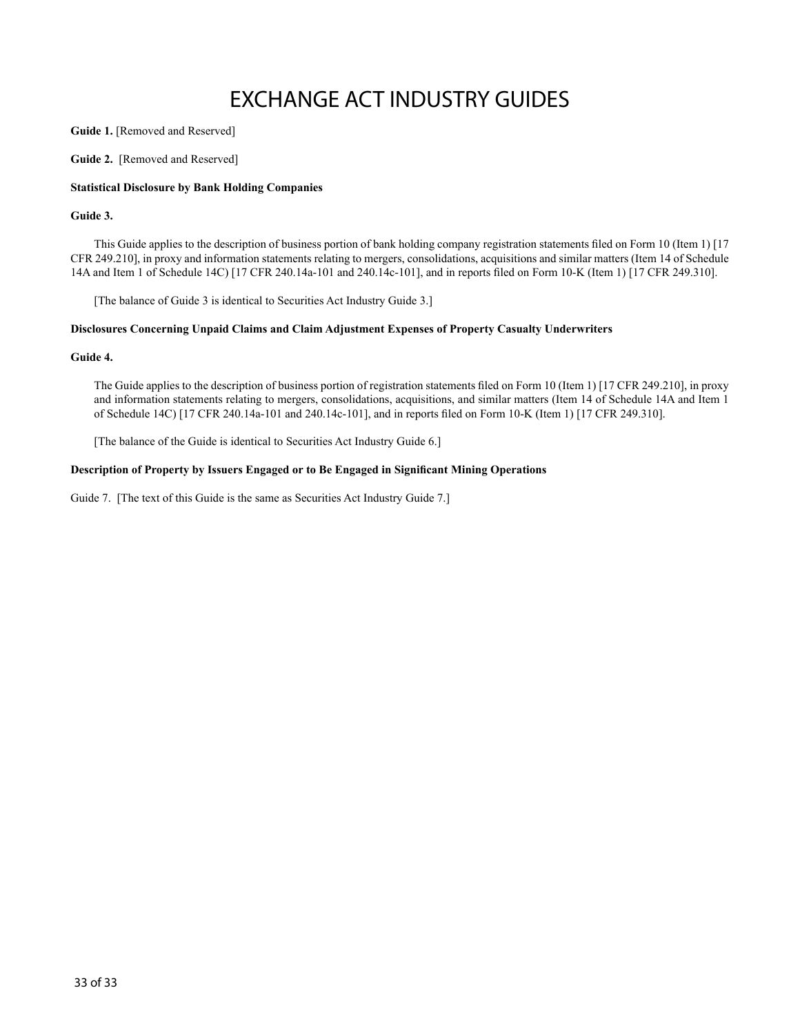# EXCHANGE ACT INDUSTRY GUIDES

**Guide 1.** [Removed and Reserved]

**Guide 2.** [Removed and Reserved]

**Statistical Disclosure by Bank Holding Companies**

**Guide 3.**

This Guide applies to the description of business portion of bank holding company registration statements filed on Form 10 (Item 1) [17 CFR 249.210], in proxy and information statements relating to mergers, consolidations, acquisitions and similar matters (Item 14 of Schedule 14A and Item 1 of Schedule 14C) [17 CFR 240.14a-101 and 240.14c-101], and in reports filed on Form 10-K (Item 1) [17 CFR 249.310].

[The balance of Guide 3 is identical to Securities Act Industry Guide 3.]

**Disclosures Concerning Unpaid Claims and Claim Adjustment Expenses of Property Casualty Underwriters**

**Guide 4.**

The Guide applies to the description of business portion of registration statements filed on Form 10 (Item 1) [17 CFR 249.210], in proxy and information statements relating to mergers, consolidations, acquisitions, and similar matters (Item 14 of Schedule 14A and Item 1 of Schedule 14C) [17 CFR 240.14a-101 and 240.14c-101], and in reports filed on Form 10-K (Item 1) [17 CFR 249.310].

[The balance of the Guide is identical to Securities Act Industry Guide 6.]

**Description of Property by Issuers Engaged or to Be Engaged in Significant Mining Operations**

Guide 7. [The text of this Guide is the same as Securities Act Industry Guide 7.]